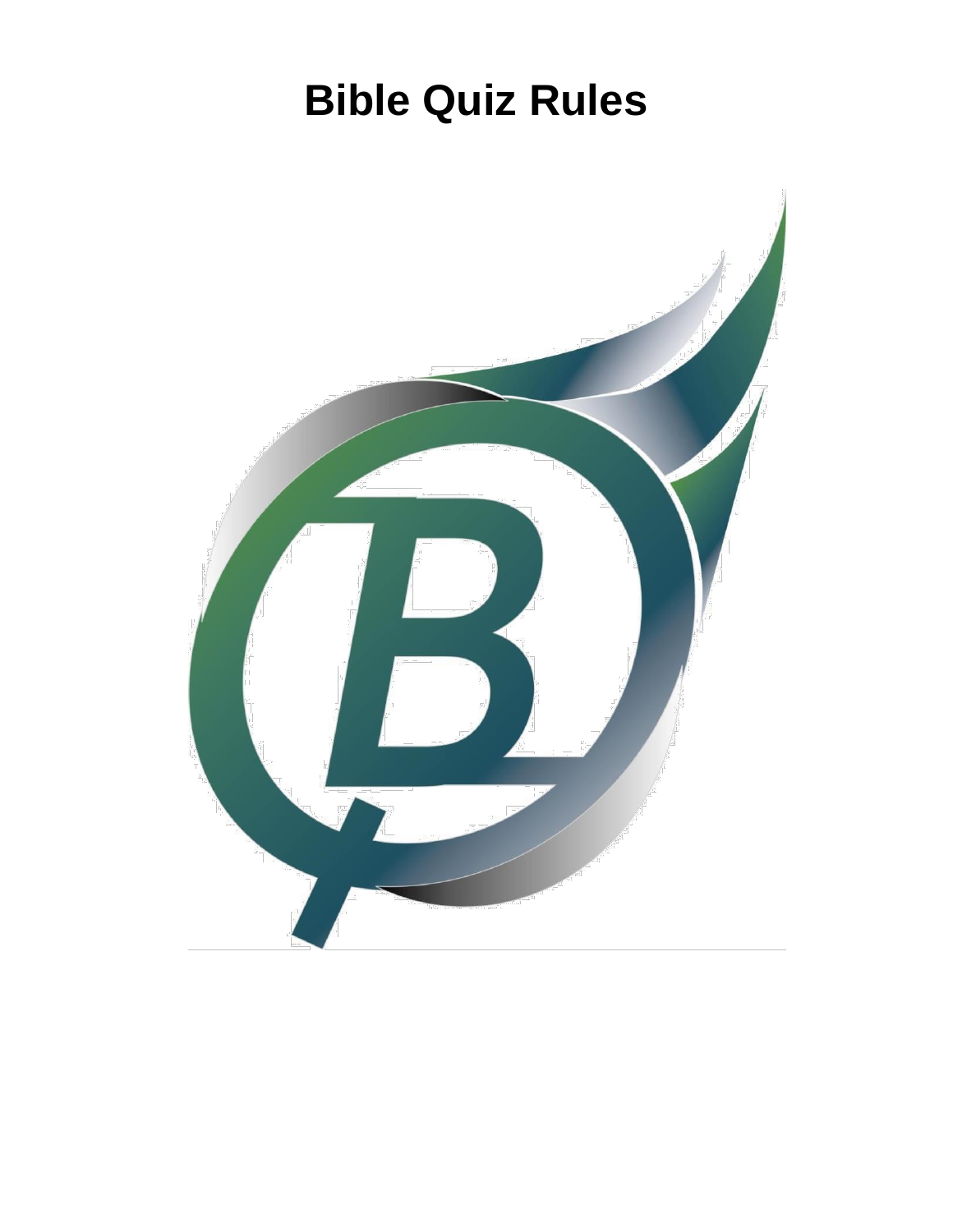# Bible Quiz Rules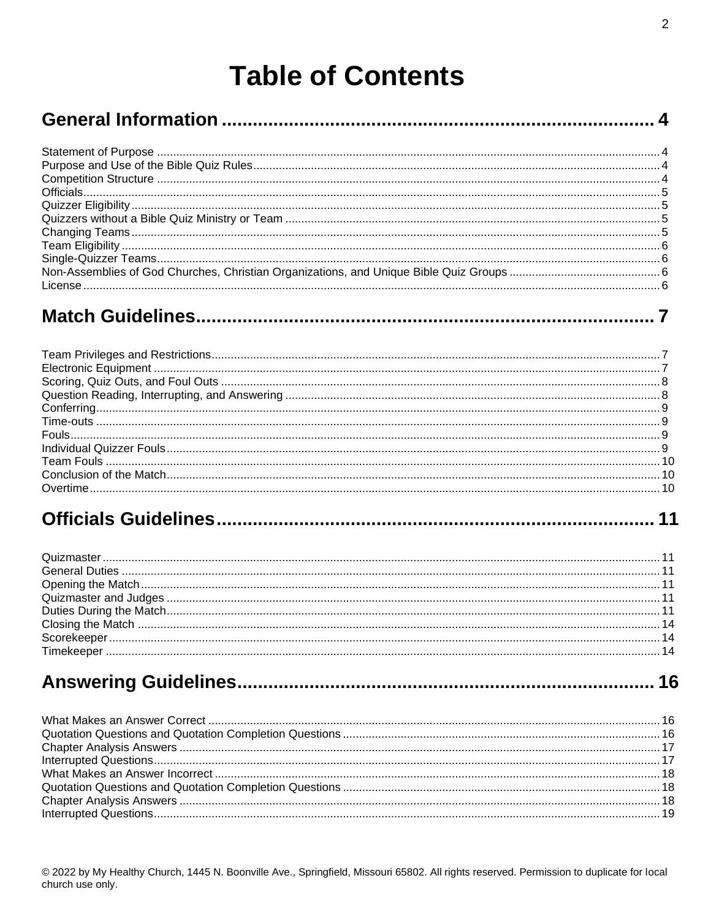# Table of Contents

## General Information ..... 4

Statement of Purpose ..... 4
Purpose and Use of the Bible Quiz Rules ..... 4
Competition Structure ..... 4
Officials ..... 5
Quizzer Eligibility ..... 5
Quizzers without a Bible Quiz Ministry or Team ..... 5
Changing Teams ..... 5
Team Eligibility ..... 6
Single-Quizzer Teams ..... 6
Non-Assemblies of God Churches, Christian Organizations, and Unique Bible Quiz Groups ..... 6
License ..... 6

## Match Guidelines ..... 7

Team Privileges and Restrictions ..... 7
Electronic Equipment ..... 7
Scoring, Quiz Outs, and Foul Outs ..... 8
Question Reading, Interrupting, and Answering ..... 8
Conferring ..... 9
Time-outs ..... 9
Fouls ..... 9
Individual Quizzer Fouls ..... 9
Team Fouls ..... 10
Conclusion of the Match ..... 10
Overtime ..... 10

## Officials Guidelines ..... 11

Quizmaster ..... 11
General Duties ..... 11
Opening the Match ..... 11
Quizmaster and Judges ..... 11
Duties During the Match ..... 11
Closing the Match ..... 14
Scorekeeper ..... 14
Timekeeper ..... 14

## Answering Guidelines ..... 16

What Makes an Answer Correct ..... 16
Quotation Questions and Quotation Completion Questions ..... 16
Chapter Analysis Answers ..... 17
Interrupted Questions ..... 17
What Makes an Answer Incorrect ..... 18
Quotation Questions and Quotation Completion Questions ..... 18
Chapter Analysis Answers ..... 18
Interrupted Questions ..... 19

© 2022 by My Healthy Church, 1445 N. Boonville Ave., Springfield, Missouri 65802. All rights reserved. Permission to duplicate for local church use only.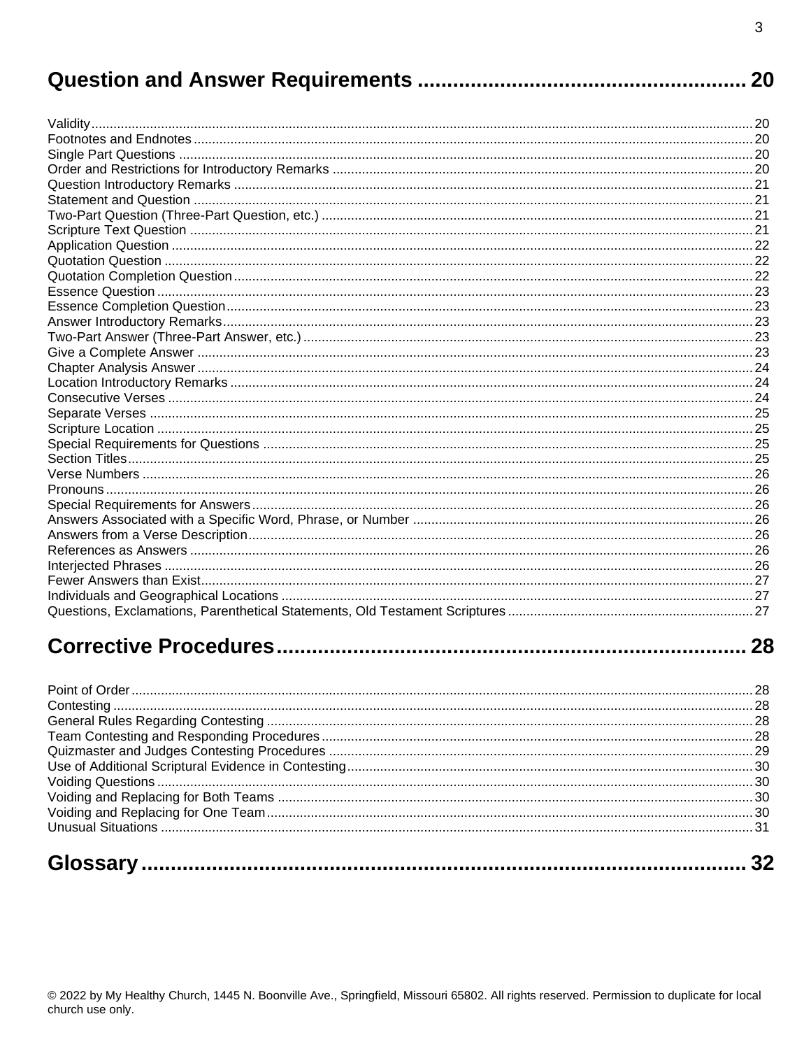## Question and Answer Requirements ........................................................ 20

Validity .......... 20
Footnotes and Endnotes .......... 20
Single Part Questions .......... 20
Order and Restrictions for Introductory Remarks .......... 20
Question Introductory Remarks .......... 21
Statement and Question .......... 21
Two-Part Question (Three-Part Question, etc.) .......... 21
Scripture Text Question .......... 21
Application Question .......... 22
Quotation Question .......... 22
Quotation Completion Question .......... 22
Essence Question .......... 23
Essence Completion Question .......... 23
Answer Introductory Remarks .......... 23
Two-Part Answer (Three-Part Answer, etc.) .......... 23
Give a Complete Answer .......... 23
Chapter Analysis Answer .......... 24
Location Introductory Remarks .......... 24
Consecutive Verses .......... 24
Separate Verses .......... 25
Scripture Location .......... 25
Special Requirements for Questions .......... 25
Section Titles .......... 25
Verse Numbers .......... 26
Pronouns .......... 26
Special Requirements for Answers .......... 26
Answers Associated with a Specific Word, Phrase, or Number .......... 26
Answers from a Verse Description .......... 26
References as Answers .......... 26
Interjected Phrases .......... 26
Fewer Answers than Exist .......... 27
Individuals and Geographical Locations .......... 27
Questions, Exclamations, Parenthetical Statements, Old Testament Scriptures .......... 27

## Corrective Procedures ........................................................ 28

Point of Order .......... 28
Contesting .......... 28
General Rules Regarding Contesting .......... 28
Team Contesting and Responding Procedures .......... 28
Quizmaster and Judges Contesting Procedures .......... 29
Use of Additional Scriptural Evidence in Contesting .......... 30
Voiding Questions .......... 30
Voiding and Replacing for Both Teams .......... 30
Voiding and Replacing for One Team .......... 30
Unusual Situations .......... 31

## Glossary ........................................................ 32

© 2022 by My Healthy Church, 1445 N. Boonville Ave., Springfield, Missouri 65802. All rights reserved. Permission to duplicate for local church use only.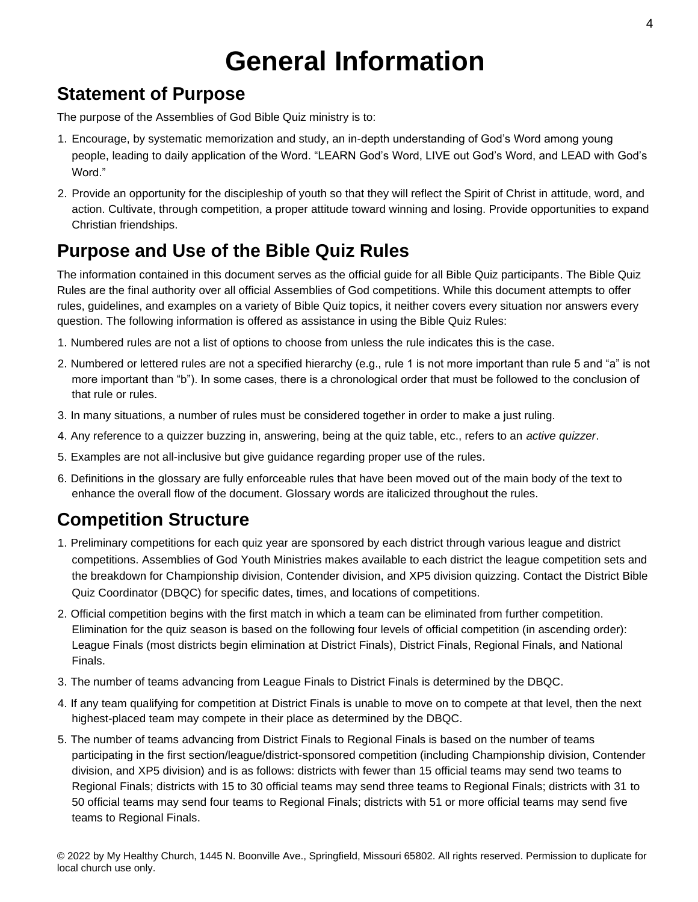# General Information

## Statement of Purpose

The purpose of the Assemblies of God Bible Quiz ministry is to:

1. Encourage, by systematic memorization and study, an in-depth understanding of God's Word among young people, leading to daily application of the Word. "LEARN God's Word, LIVE out God's Word, and LEAD with God's Word."
2. Provide an opportunity for the discipleship of youth so that they will reflect the Spirit of Christ in attitude, word, and action. Cultivate, through competition, a proper attitude toward winning and losing. Provide opportunities to expand Christian friendships.

## Purpose and Use of the Bible Quiz Rules

The information contained in this document serves as the official guide for all Bible Quiz participants. The Bible Quiz Rules are the final authority over all official Assemblies of God competitions. While this document attempts to offer rules, guidelines, and examples on a variety of Bible Quiz topics, it neither covers every situation nor answers every question. The following information is offered as assistance in using the Bible Quiz Rules:

1. Numbered rules are not a list of options to choose from unless the rule indicates this is the case.
2. Numbered or lettered rules are not a specified hierarchy (e.g., rule 1 is not more important than rule 5 and "a" is not more important than "b"). In some cases, there is a chronological order that must be followed to the conclusion of that rule or rules.
3. In many situations, a number of rules must be considered together in order to make a just ruling.
4. Any reference to a quizzer buzzing in, answering, being at the quiz table, etc., refers to an *active quizzer*.
5. Examples are not all-inclusive but give guidance regarding proper use of the rules.
6. Definitions in the glossary are fully enforceable rules that have been moved out of the main body of the text to enhance the overall flow of the document. Glossary words are italicized throughout the rules.

## Competition Structure

1. Preliminary competitions for each quiz year are sponsored by each district through various league and district competitions. Assemblies of God Youth Ministries makes available to each district the league competition sets and the breakdown for Championship division, Contender division, and XP5 division quizzing. Contact the District Bible Quiz Coordinator (DBQC) for specific dates, times, and locations of competitions.
2. Official competition begins with the first match in which a team can be eliminated from further competition. Elimination for the quiz season is based on the following four levels of official competition (in ascending order): League Finals (most districts begin elimination at District Finals), District Finals, Regional Finals, and National Finals.
3. The number of teams advancing from League Finals to District Finals is determined by the DBQC.
4. If any team qualifying for competition at District Finals is unable to move on to compete at that level, then the next highest-placed team may compete in their place as determined by the DBQC.
5. The number of teams advancing from District Finals to Regional Finals is based on the number of teams participating in the first section/league/district-sponsored competition (including Championship division, Contender division, and XP5 division) and is as follows: districts with fewer than 15 official teams may send two teams to Regional Finals; districts with 15 to 30 official teams may send three teams to Regional Finals; districts with 31 to 50 official teams may send four teams to Regional Finals; districts with 51 or more official teams may send five teams to Regional Finals.

© 2022 by My Healthy Church, 1445 N. Boonville Ave., Springfield, Missouri 65802. All rights reserved. Permission to duplicate for local church use only.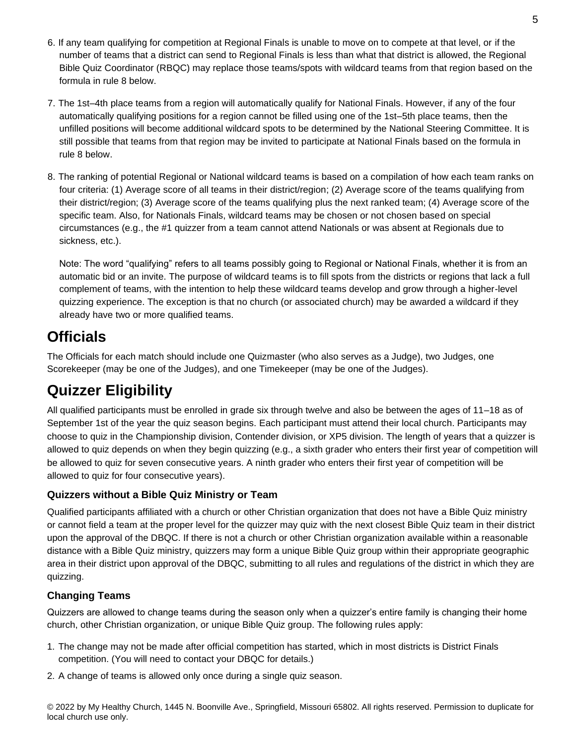6. If any team qualifying for competition at Regional Finals is unable to move on to compete at that level, or if the number of teams that a district can send to Regional Finals is less than what that district is allowed, the Regional Bible Quiz Coordinator (RBQC) may replace those teams/spots with wildcard teams from that region based on the formula in rule 8 below.

7. The 1st–4th place teams from a region will automatically qualify for National Finals. However, if any of the four automatically qualifying positions for a region cannot be filled using one of the 1st–5th place teams, then the unfilled positions will become additional wildcard spots to be determined by the National Steering Committee. It is still possible that teams from that region may be invited to participate at National Finals based on the formula in rule 8 below.

8. The ranking of potential Regional or National wildcard teams is based on a compilation of how each team ranks on four criteria: (1) Average score of all teams in their district/region; (2) Average score of the teams qualifying from their district/region; (3) Average score of the teams qualifying plus the next ranked team; (4) Average score of the specific team. Also, for Nationals Finals, wildcard teams may be chosen or not chosen based on special circumstances (e.g., the #1 quizzer from a team cannot attend Nationals or was absent at Regionals due to sickness, etc.).

   Note: The word "qualifying" refers to all teams possibly going to Regional or National Finals, whether it is from an automatic bid or an invite. The purpose of wildcard teams is to fill spots from the districts or regions that lack a full complement of teams, with the intention to help these wildcard teams develop and grow through a higher-level quizzing experience. The exception is that no church (or associated church) may be awarded a wildcard if they already have two or more qualified teams.

## Officials

The Officials for each match should include one Quizmaster (who also serves as a Judge), two Judges, one Scorekeeper (may be one of the Judges), and one Timekeeper (may be one of the Judges).

## Quizzer Eligibility

All qualified participants must be enrolled in grade six through twelve and also be between the ages of 11–18 as of September 1st of the year the quiz season begins. Each participant must attend their local church. Participants may choose to quiz in the Championship division, Contender division, or XP5 division. The length of years that a quizzer is allowed to quiz depends on when they begin quizzing (e.g., a sixth grader who enters their first year of competition will be allowed to quiz for seven consecutive years. A ninth grader who enters their first year of competition will be allowed to quiz for four consecutive years).

### Quizzers without a Bible Quiz Ministry or Team

Qualified participants affiliated with a church or other Christian organization that does not have a Bible Quiz ministry or cannot field a team at the proper level for the quizzer may quiz with the next closest Bible Quiz team in their district upon the approval of the DBQC. If there is not a church or other Christian organization available within a reasonable distance with a Bible Quiz ministry, quizzers may form a unique Bible Quiz group within their appropriate geographic area in their district upon approval of the DBQC, submitting to all rules and regulations of the district in which they are quizzing.

### Changing Teams

Quizzers are allowed to change teams during the season only when a quizzer's entire family is changing their home church, other Christian organization, or unique Bible Quiz group. The following rules apply:

1. The change may not be made after official competition has started, which in most districts is District Finals competition. (You will need to contact your DBQC for details.)
2. A change of teams is allowed only once during a single quiz season.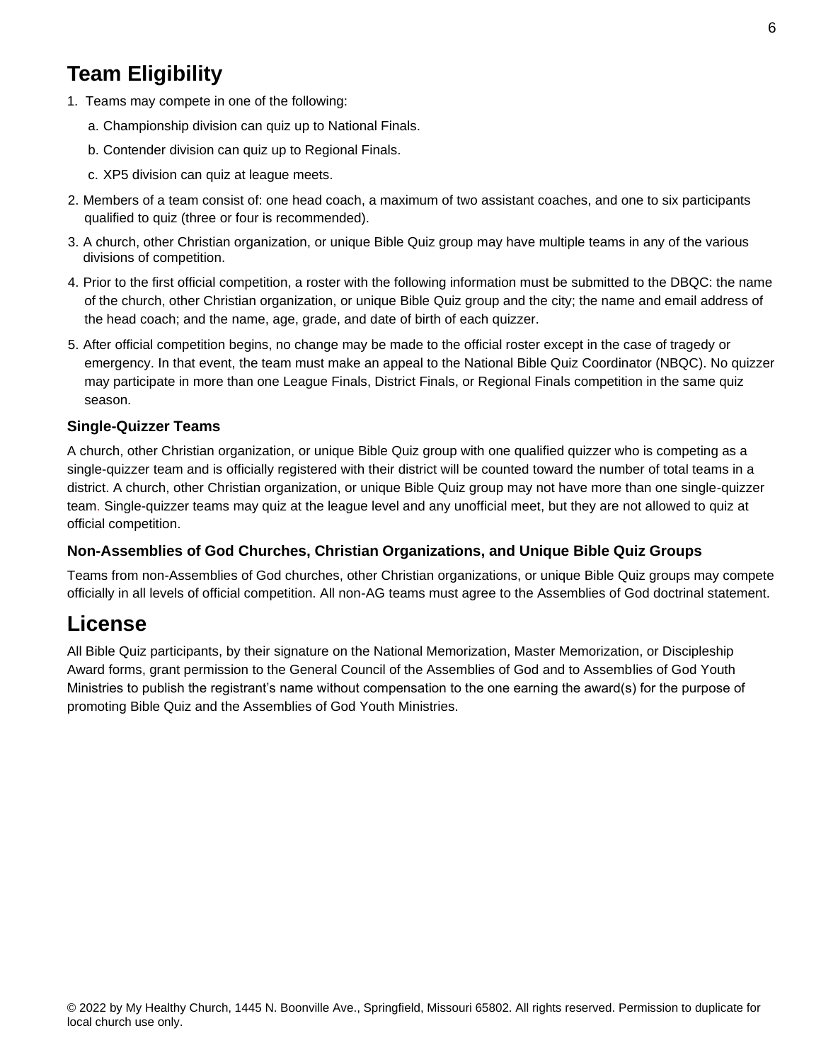# Team Eligibility

1. Teams may compete in one of the following:
   a. Championship division can quiz up to National Finals.
   b. Contender division can quiz up to Regional Finals.
   c. XP5 division can quiz at league meets.
2. Members of a team consist of: one head coach, a maximum of two assistant coaches, and one to six participants qualified to quiz (three or four is recommended).
3. A church, other Christian organization, or unique Bible Quiz group may have multiple teams in any of the various divisions of competition.
4. Prior to the first official competition, a roster with the following information must be submitted to the DBQC: the name of the church, other Christian organization, or unique Bible Quiz group and the city; the name and email address of the head coach; and the name, age, grade, and date of birth of each quizzer.
5. After official competition begins, no change may be made to the official roster except in the case of tragedy or emergency. In that event, the team must make an appeal to the National Bible Quiz Coordinator (NBQC). No quizzer may participate in more than one League Finals, District Finals, or Regional Finals competition in the same quiz season.

### Single-Quizzer Teams

A church, other Christian organization, or unique Bible Quiz group with one qualified quizzer who is competing as a single-quizzer team and is officially registered with their district will be counted toward the number of total teams in a district. A church, other Christian organization, or unique Bible Quiz group may not have more than one single-quizzer team. Single-quizzer teams may quiz at the league level and any unofficial meet, but they are not allowed to quiz at official competition.

### Non-Assemblies of God Churches, Christian Organizations, and Unique Bible Quiz Groups

Teams from non-Assemblies of God churches, other Christian organizations, or unique Bible Quiz groups may compete officially in all levels of official competition. All non-AG teams must agree to the Assemblies of God doctrinal statement.

# License

All Bible Quiz participants, by their signature on the National Memorization, Master Memorization, or Discipleship Award forms, grant permission to the General Council of the Assemblies of God and to Assemblies of God Youth Ministries to publish the registrant's name without compensation to the one earning the award(s) for the purpose of promoting Bible Quiz and the Assemblies of God Youth Ministries.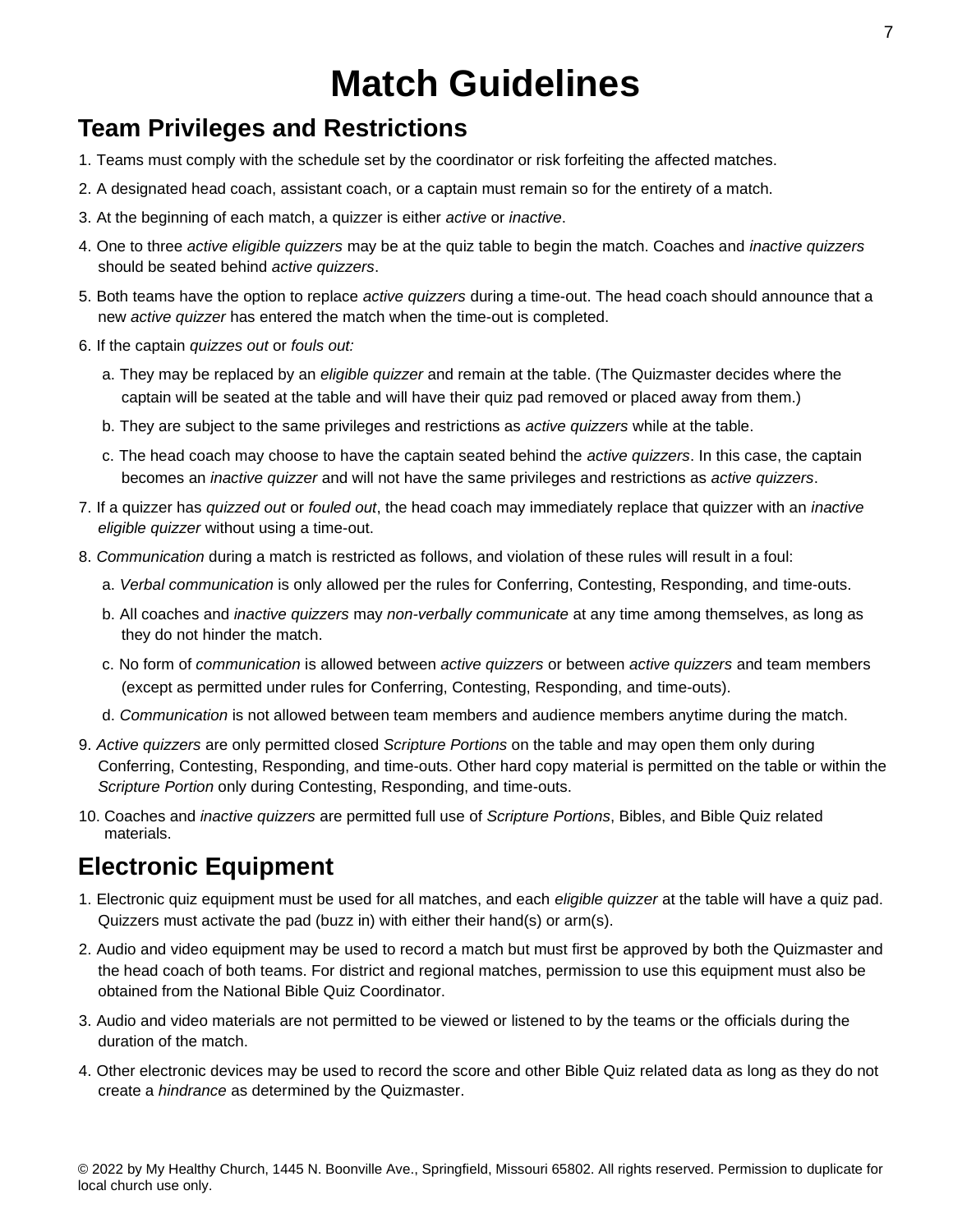# Match Guidelines

## Team Privileges and Restrictions

1. Teams must comply with the schedule set by the coordinator or risk forfeiting the affected matches.
2. A designated head coach, assistant coach, or a captain must remain so for the entirety of a match.
3. At the beginning of each match, a quizzer is either *active* or *inactive*.
4. One to three *active eligible quizzers* may be at the quiz table to begin the match. Coaches and *inactive quizzers* should be seated behind *active quizzers*.
5. Both teams have the option to replace *active quizzers* during a time-out. The head coach should announce that a new *active quizzer* has entered the match when the time-out is completed.
6. If the captain *quizzes out* or *fouls out:*
   a. They may be replaced by an *eligible quizzer* and remain at the table. (The Quizmaster decides where the captain will be seated at the table and will have their quiz pad removed or placed away from them.)
   b. They are subject to the same privileges and restrictions as *active quizzers* while at the table.
   c. The head coach may choose to have the captain seated behind the *active quizzers*. In this case, the captain becomes an *inactive quizzer* and will not have the same privileges and restrictions as *active quizzers*.
7. If a quizzer has *quizzed out* or *fouled out*, the head coach may immediately replace that quizzer with an *inactive eligible quizzer* without using a time-out.
8. *Communication* during a match is restricted as follows, and violation of these rules will result in a foul:
   a. *Verbal communication* is only allowed per the rules for Conferring, Contesting, Responding, and time-outs.
   b. All coaches and *inactive quizzers* may *non-verbally communicate* at any time among themselves, as long as they do not hinder the match.
   c. No form of *communication* is allowed between *active quizzers* or between *active quizzers* and team members (except as permitted under rules for Conferring, Contesting, Responding, and time-outs).
   d. *Communication* is not allowed between team members and audience members anytime during the match.
9. *Active quizzers* are only permitted closed *Scripture Portions* on the table and may open them only during Conferring, Contesting, Responding, and time-outs. Other hard copy material is permitted on the table or within the *Scripture Portion* only during Contesting, Responding, and time-outs.
10. Coaches and *inactive quizzers* are permitted full use of *Scripture Portions*, Bibles, and Bible Quiz related materials.

## Electronic Equipment

1. Electronic quiz equipment must be used for all matches, and each *eligible quizzer* at the table will have a quiz pad. Quizzers must activate the pad (buzz in) with either their hand(s) or arm(s).
2. Audio and video equipment may be used to record a match but must first be approved by both the Quizmaster and the head coach of both teams. For district and regional matches, permission to use this equipment must also be obtained from the National Bible Quiz Coordinator.
3. Audio and video materials are not permitted to be viewed or listened to by the teams or the officials during the duration of the match.
4. Other electronic devices may be used to record the score and other Bible Quiz related data as long as they do not create a *hindrance* as determined by the Quizmaster.

© 2022 by My Healthy Church, 1445 N. Boonville Ave., Springfield, Missouri 65802. All rights reserved. Permission to duplicate for local church use only.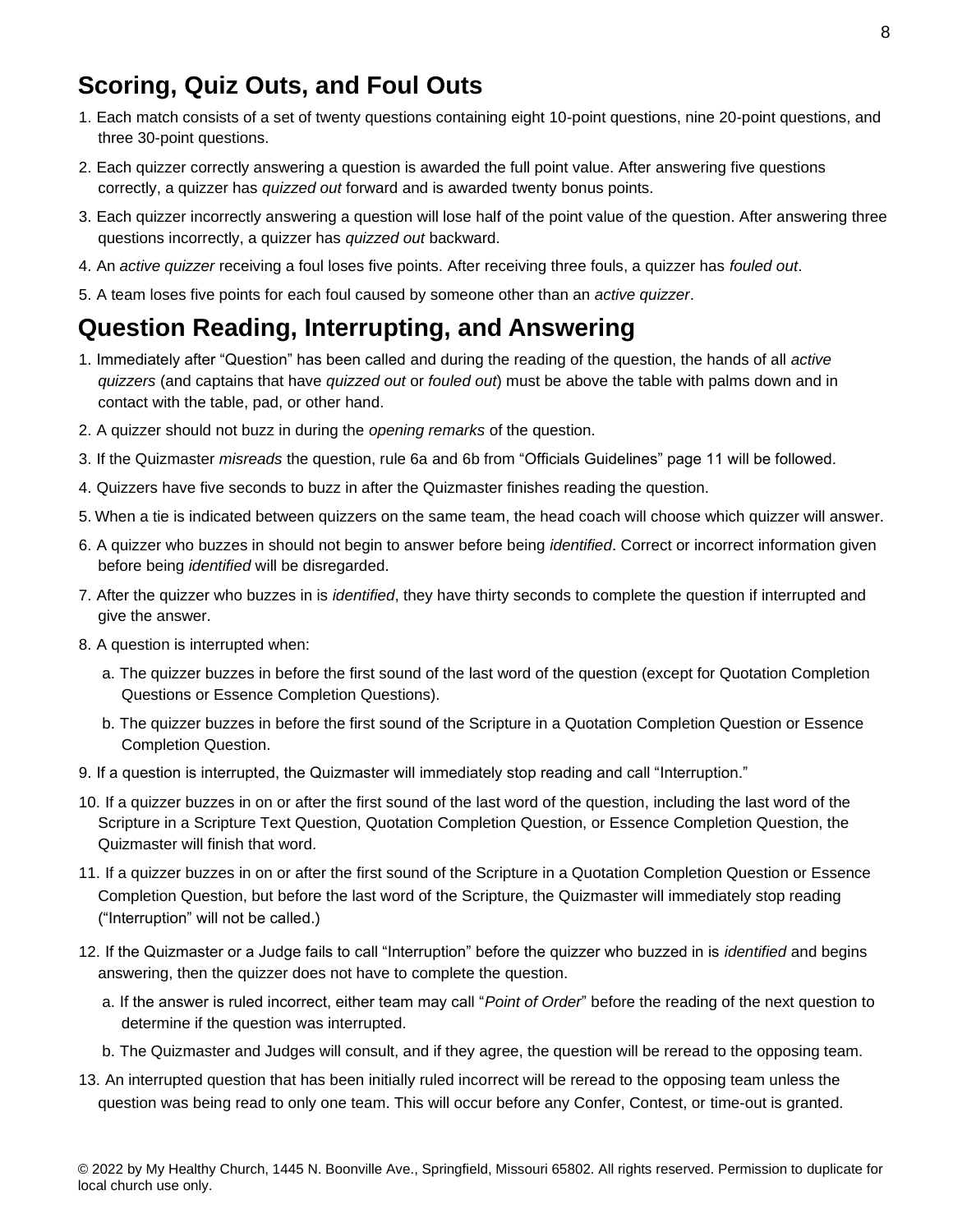## Scoring, Quiz Outs, and Foul Outs

1. Each match consists of a set of twenty questions containing eight 10-point questions, nine 20-point questions, and three 30-point questions.
2. Each quizzer correctly answering a question is awarded the full point value. After answering five questions correctly, a quizzer has *quizzed out* forward and is awarded twenty bonus points.
3. Each quizzer incorrectly answering a question will lose half of the point value of the question. After answering three questions incorrectly, a quizzer has *quizzed out* backward.
4. An *active quizzer* receiving a foul loses five points. After receiving three fouls, a quizzer has *fouled out*.
5. A team loses five points for each foul caused by someone other than an *active quizzer*.

## Question Reading, Interrupting, and Answering

1. Immediately after "Question" has been called and during the reading of the question, the hands of all *active quizzers* (and captains that have *quizzed out* or *fouled out*) must be above the table with palms down and in contact with the table, pad, or other hand.
2. A quizzer should not buzz in during the *opening remarks* of the question.
3. If the Quizmaster *misreads* the question, rule 6a and 6b from "Officials Guidelines" page 11 will be followed.
4. Quizzers have five seconds to buzz in after the Quizmaster finishes reading the question.
5. When a tie is indicated between quizzers on the same team, the head coach will choose which quizzer will answer.
6. A quizzer who buzzes in should not begin to answer before being *identified*. Correct or incorrect information given before being *identified* will be disregarded.
7. After the quizzer who buzzes in is *identified*, they have thirty seconds to complete the question if interrupted and give the answer.
8. A question is interrupted when:
   a. The quizzer buzzes in before the first sound of the last word of the question (except for Quotation Completion Questions or Essence Completion Questions).
   b. The quizzer buzzes in before the first sound of the Scripture in a Quotation Completion Question or Essence Completion Question.
9. If a question is interrupted, the Quizmaster will immediately stop reading and call "Interruption."
10. If a quizzer buzzes in on or after the first sound of the last word of the question, including the last word of the Scripture in a Scripture Text Question, Quotation Completion Question, or Essence Completion Question, the Quizmaster will finish that word.
11. If a quizzer buzzes in on or after the first sound of the Scripture in a Quotation Completion Question or Essence Completion Question, but before the last word of the Scripture, the Quizmaster will immediately stop reading ("Interruption" will not be called.)
12. If the Quizmaster or a Judge fails to call "Interruption" before the quizzer who buzzed in is *identified* and begins answering, then the quizzer does not have to complete the question.
    a. If the answer is ruled incorrect, either team may call "*Point of Order*" before the reading of the next question to determine if the question was interrupted.
    b. The Quizmaster and Judges will consult, and if they agree, the question will be reread to the opposing team.
13. An interrupted question that has been initially ruled incorrect will be reread to the opposing team unless the question was being read to only one team. This will occur before any Confer, Contest, or time-out is granted.

© 2022 by My Healthy Church, 1445 N. Boonville Ave., Springfield, Missouri 65802. All rights reserved. Permission to duplicate for local church use only.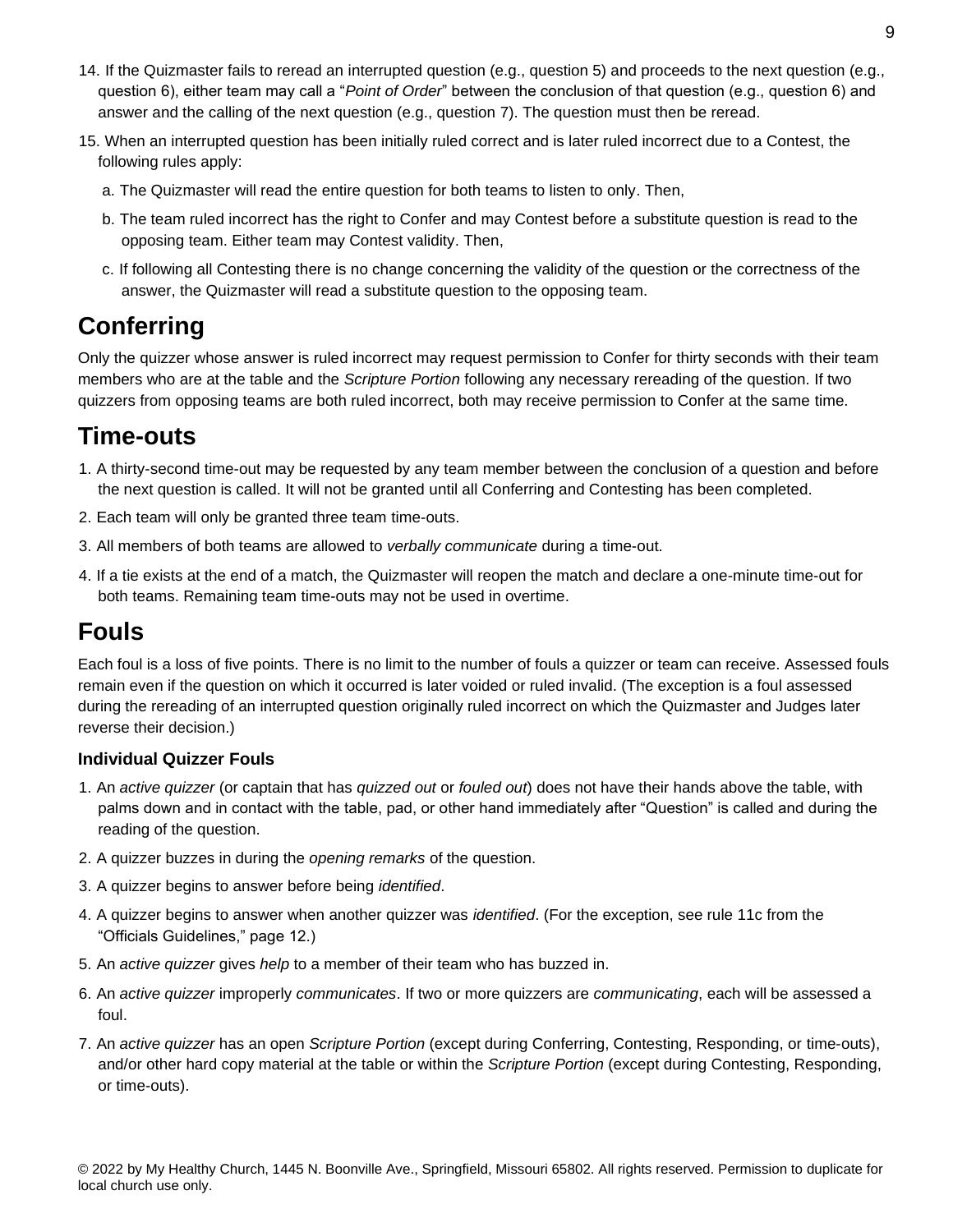14. If the Quizmaster fails to reread an interrupted question (e.g., question 5) and proceeds to the next question (e.g., question 6), either team may call a "*Point of Order*" between the conclusion of that question (e.g., question 6) and answer and the calling of the next question (e.g., question 7). The question must then be reread.

15. When an interrupted question has been initially ruled correct and is later ruled incorrect due to a Contest, the following rules apply:

    a. The Quizmaster will read the entire question for both teams to listen to only. Then,

    b. The team ruled incorrect has the right to Confer and may Contest before a substitute question is read to the opposing team. Either team may Contest validity. Then,

    c. If following all Contesting there is no change concerning the validity of the question or the correctness of the answer, the Quizmaster will read a substitute question to the opposing team.

## Conferring

Only the quizzer whose answer is ruled incorrect may request permission to Confer for thirty seconds with their team members who are at the table and the *Scripture Portion* following any necessary rereading of the question. If two quizzers from opposing teams are both ruled incorrect, both may receive permission to Confer at the same time.

## Time-outs

1. A thirty-second time-out may be requested by any team member between the conclusion of a question and before the next question is called. It will not be granted until all Conferring and Contesting has been completed.
2. Each team will only be granted three team time-outs.
3. All members of both teams are allowed to *verbally communicate* during a time-out.
4. If a tie exists at the end of a match, the Quizmaster will reopen the match and declare a one-minute time-out for both teams. Remaining team time-outs may not be used in overtime.

## Fouls

Each foul is a loss of five points. There is no limit to the number of fouls a quizzer or team can receive. Assessed fouls remain even if the question on which it occurred is later voided or ruled invalid. (The exception is a foul assessed during the rereading of an interrupted question originally ruled incorrect on which the Quizmaster and Judges later reverse their decision.)

### Individual Quizzer Fouls

1. An *active quizzer* (or captain that has *quizzed out* or *fouled out*) does not have their hands above the table, with palms down and in contact with the table, pad, or other hand immediately after "Question" is called and during the reading of the question.
2. A quizzer buzzes in during the *opening remarks* of the question.
3. A quizzer begins to answer before being *identified*.
4. A quizzer begins to answer when another quizzer was *identified*. (For the exception, see rule 11c from the "Officials Guidelines," page 12.)
5. An *active quizzer* gives *help* to a member of their team who has buzzed in.
6. An *active quizzer* improperly *communicates*. If two or more quizzers are *communicating*, each will be assessed a foul.
7. An *active quizzer* has an open *Scripture Portion* (except during Conferring, Contesting, Responding, or time-outs), and/or other hard copy material at the table or within the *Scripture Portion* (except during Contesting, Responding, or time-outs).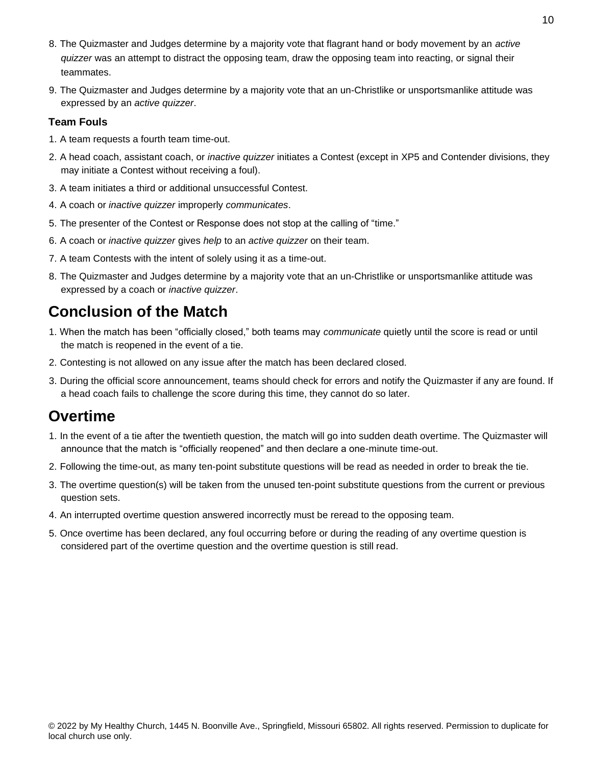8. The Quizmaster and Judges determine by a majority vote that flagrant hand or body movement by an *active quizzer* was an attempt to distract the opposing team, draw the opposing team into reacting, or signal their teammates.
9. The Quizmaster and Judges determine by a majority vote that an un-Christlike or unsportsmanlike attitude was expressed by an *active quizzer*.

**Team Fouls**

1. A team requests a fourth team time-out.
2. A head coach, assistant coach, or *inactive quizzer* initiates a Contest (except in XP5 and Contender divisions, they may initiate a Contest without receiving a foul).
3. A team initiates a third or additional unsuccessful Contest.
4. A coach or *inactive quizzer* improperly *communicates*.
5. The presenter of the Contest or Response does not stop at the calling of "time."
6. A coach or *inactive quizzer* gives *help* to an *active quizzer* on their team.
7. A team Contests with the intent of solely using it as a time-out.
8. The Quizmaster and Judges determine by a majority vote that an un-Christlike or unsportsmanlike attitude was expressed by a coach or *inactive quizzer*.

## Conclusion of the Match

1. When the match has been "officially closed," both teams may *communicate* quietly until the score is read or until the match is reopened in the event of a tie.
2. Contesting is not allowed on any issue after the match has been declared closed.
3. During the official score announcement, teams should check for errors and notify the Quizmaster if any are found. If a head coach fails to challenge the score during this time, they cannot do so later.

## Overtime

1. In the event of a tie after the twentieth question, the match will go into sudden death overtime. The Quizmaster will announce that the match is "officially reopened" and then declare a one-minute time-out.
2. Following the time-out, as many ten-point substitute questions will be read as needed in order to break the tie.
3. The overtime question(s) will be taken from the unused ten-point substitute questions from the current or previous question sets.
4. An interrupted overtime question answered incorrectly must be reread to the opposing team.
5. Once overtime has been declared, any foul occurring before or during the reading of any overtime question is considered part of the overtime question and the overtime question is still read.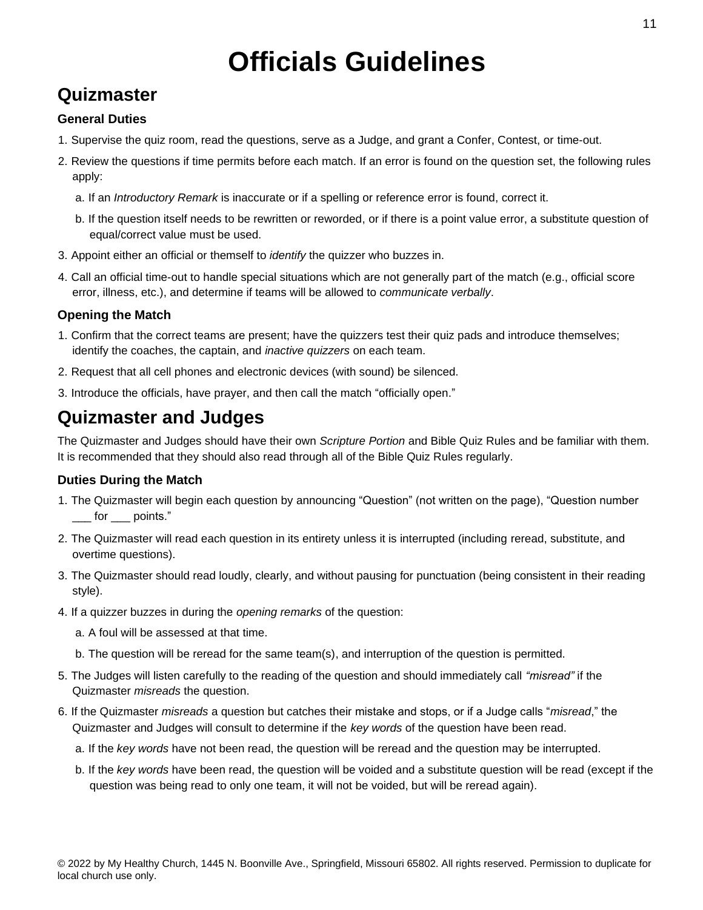# Officials Guidelines

## Quizmaster

### General Duties

1. Supervise the quiz room, read the questions, serve as a Judge, and grant a Confer, Contest, or time-out.
2. Review the questions if time permits before each match. If an error is found on the question set, the following rules apply:
   a. If an *Introductory Remark* is inaccurate or if a spelling or reference error is found, correct it.
   b. If the question itself needs to be rewritten or reworded, or if there is a point value error, a substitute question of equal/correct value must be used.
3. Appoint either an official or themself to *identify* the quizzer who buzzes in.
4. Call an official time-out to handle special situations which are not generally part of the match (e.g., official score error, illness, etc.), and determine if teams will be allowed to *communicate verbally*.

### Opening the Match

1. Confirm that the correct teams are present; have the quizzers test their quiz pads and introduce themselves; identify the coaches, the captain, and *inactive quizzers* on each team.
2. Request that all cell phones and electronic devices (with sound) be silenced.
3. Introduce the officials, have prayer, and then call the match "officially open."

## Quizmaster and Judges

The Quizmaster and Judges should have their own *Scripture Portion* and Bible Quiz Rules and be familiar with them. It is recommended that they should also read through all of the Bible Quiz Rules regularly.

### Duties During the Match

1. The Quizmaster will begin each question by announcing "Question" (not written on the page), "Question number ___ for ___ points."
2. The Quizmaster will read each question in its entirety unless it is interrupted (including reread, substitute, and overtime questions).
3. The Quizmaster should read loudly, clearly, and without pausing for punctuation (being consistent in their reading style).
4. If a quizzer buzzes in during the *opening remarks* of the question:
   a. A foul will be assessed at that time.
   b. The question will be reread for the same team(s), and interruption of the question is permitted.
5. The Judges will listen carefully to the reading of the question and should immediately call *"misread"* if the Quizmaster *misreads* the question.
6. If the Quizmaster *misreads* a question but catches their mistake and stops, or if a Judge calls "*misread*," the Quizmaster and Judges will consult to determine if the *key words* of the question have been read.
   a. If the *key words* have not been read, the question will be reread and the question may be interrupted.
   b. If the *key words* have been read, the question will be voided and a substitute question will be read (except if the question was being read to only one team, it will not be voided, but will be reread again).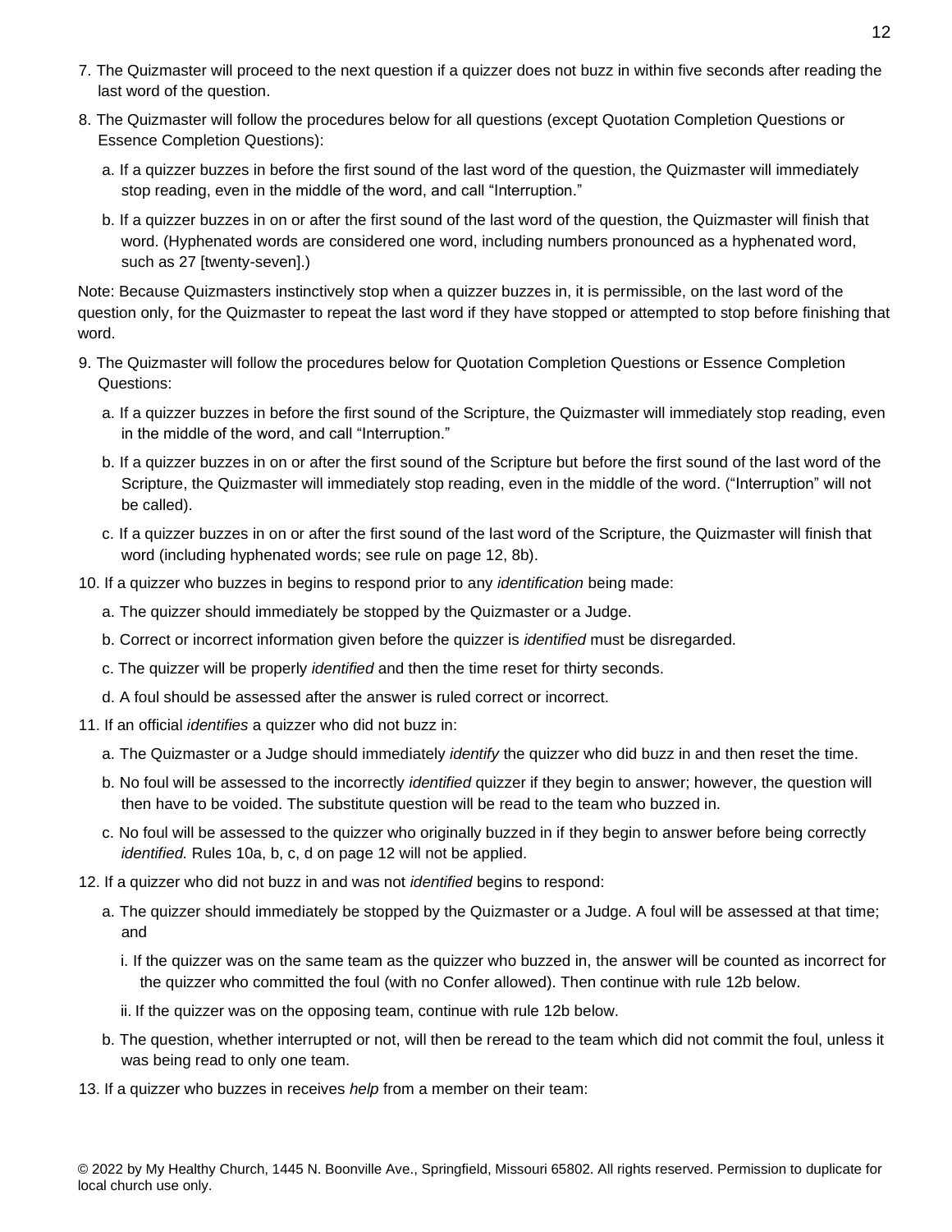7. The Quizmaster will proceed to the next question if a quizzer does not buzz in within five seconds after reading the last word of the question.

8. The Quizmaster will follow the procedures below for all questions (except Quotation Completion Questions or Essence Completion Questions):

   a. If a quizzer buzzes in before the first sound of the last word of the question, the Quizmaster will immediately stop reading, even in the middle of the word, and call "Interruption."

   b. If a quizzer buzzes in on or after the first sound of the last word of the question, the Quizmaster will finish that word. (Hyphenated words are considered one word, including numbers pronounced as a hyphenated word, such as 27 [twenty-seven].)

Note: Because Quizmasters instinctively stop when a quizzer buzzes in, it is permissible, on the last word of the question only, for the Quizmaster to repeat the last word if they have stopped or attempted to stop before finishing that word.

9. The Quizmaster will follow the procedures below for Quotation Completion Questions or Essence Completion Questions:

   a. If a quizzer buzzes in before the first sound of the Scripture, the Quizmaster will immediately stop reading, even in the middle of the word, and call "Interruption."

   b. If a quizzer buzzes in on or after the first sound of the Scripture but before the first sound of the last word of the Scripture, the Quizmaster will immediately stop reading, even in the middle of the word. ("Interruption" will not be called).

   c. If a quizzer buzzes in on or after the first sound of the last word of the Scripture, the Quizmaster will finish that word (including hyphenated words; see rule on page 12, 8b).

10. If a quizzer who buzzes in begins to respond prior to any *identification* being made:

    a. The quizzer should immediately be stopped by the Quizmaster or a Judge.

    b. Correct or incorrect information given before the quizzer is *identified* must be disregarded.

    c. The quizzer will be properly *identified* and then the time reset for thirty seconds.

    d. A foul should be assessed after the answer is ruled correct or incorrect.

11. If an official *identifies* a quizzer who did not buzz in:

    a. The Quizmaster or a Judge should immediately *identify* the quizzer who did buzz in and then reset the time.

    b. No foul will be assessed to the incorrectly *identified* quizzer if they begin to answer; however, the question will then have to be voided. The substitute question will be read to the team who buzzed in.

    c. No foul will be assessed to the quizzer who originally buzzed in if they begin to answer before being correctly *identified.* Rules 10a, b, c, d on page 12 will not be applied.

12. If a quizzer who did not buzz in and was not *identified* begins to respond:

    a. The quizzer should immediately be stopped by the Quizmaster or a Judge. A foul will be assessed at that time; and

       i. If the quizzer was on the same team as the quizzer who buzzed in, the answer will be counted as incorrect for the quizzer who committed the foul (with no Confer allowed). Then continue with rule 12b below.

       ii. If the quizzer was on the opposing team, continue with rule 12b below.

    b. The question, whether interrupted or not, will then be reread to the team which did not commit the foul, unless it was being read to only one team.

13. If a quizzer who buzzes in receives *help* from a member on their team:

© 2022 by My Healthy Church, 1445 N. Boonville Ave., Springfield, Missouri 65802. All rights reserved. Permission to duplicate for local church use only.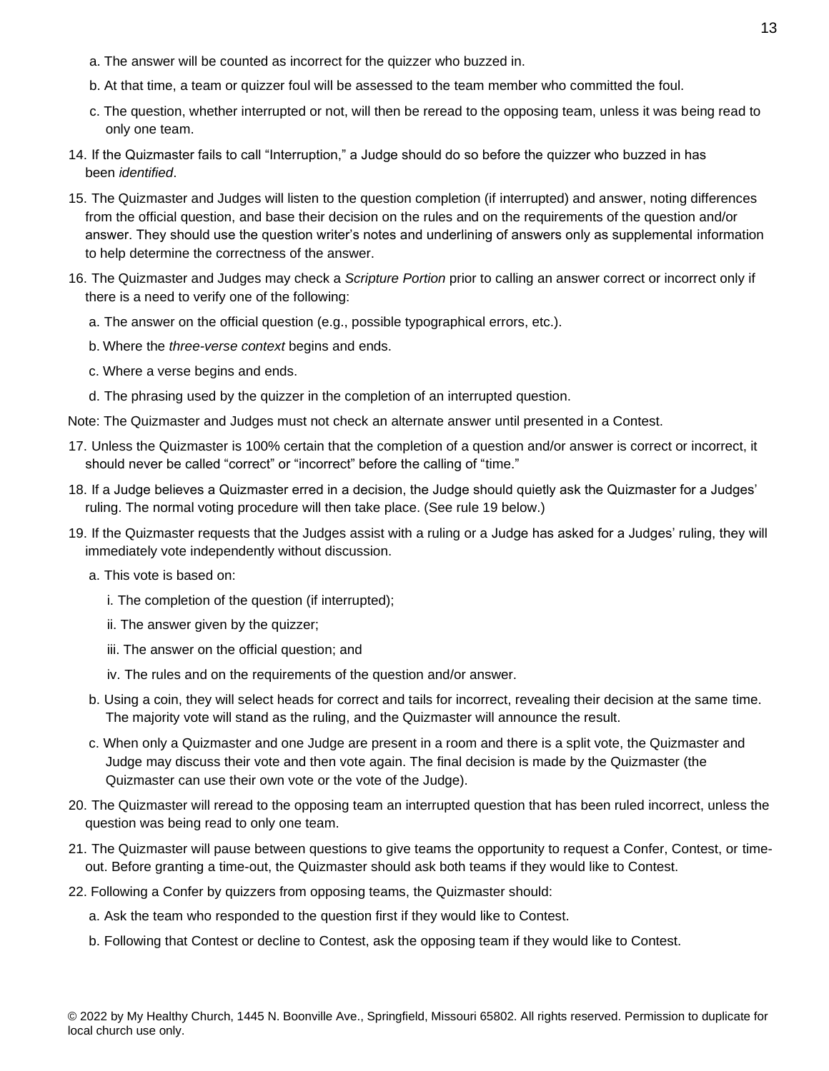a. The answer will be counted as incorrect for the quizzer who buzzed in.

   b. At that time, a team or quizzer foul will be assessed to the team member who committed the foul.

   c. The question, whether interrupted or not, will then be reread to the opposing team, unless it was being read to only one team.

14. If the Quizmaster fails to call "Interruption," a Judge should do so before the quizzer who buzzed in has been *identified*.

15. The Quizmaster and Judges will listen to the question completion (if interrupted) and answer, noting differences from the official question, and base their decision on the rules and on the requirements of the question and/or answer. They should use the question writer's notes and underlining of answers only as supplemental information to help determine the correctness of the answer.

16. The Quizmaster and Judges may check a *Scripture Portion* prior to calling an answer correct or incorrect only if there is a need to verify one of the following:

   a. The answer on the official question (e.g., possible typographical errors, etc.).

   b. Where the *three-verse context* begins and ends.

   c. Where a verse begins and ends.

   d. The phrasing used by the quizzer in the completion of an interrupted question.

Note: The Quizmaster and Judges must not check an alternate answer until presented in a Contest.

17. Unless the Quizmaster is 100% certain that the completion of a question and/or answer is correct or incorrect, it should never be called "correct" or "incorrect" before the calling of "time."

18. If a Judge believes a Quizmaster erred in a decision, the Judge should quietly ask the Quizmaster for a Judges' ruling. The normal voting procedure will then take place. (See rule 19 below.)

19. If the Quizmaster requests that the Judges assist with a ruling or a Judge has asked for a Judges' ruling, they will immediately vote independently without discussion.

   a. This vote is based on:

      i. The completion of the question (if interrupted);

      ii. The answer given by the quizzer;

      iii. The answer on the official question; and

      iv. The rules and on the requirements of the question and/or answer.

   b. Using a coin, they will select heads for correct and tails for incorrect, revealing their decision at the same time. The majority vote will stand as the ruling, and the Quizmaster will announce the result.

   c. When only a Quizmaster and one Judge are present in a room and there is a split vote, the Quizmaster and Judge may discuss their vote and then vote again. The final decision is made by the Quizmaster (the Quizmaster can use their own vote or the vote of the Judge).

20. The Quizmaster will reread to the opposing team an interrupted question that has been ruled incorrect, unless the question was being read to only one team.

21. The Quizmaster will pause between questions to give teams the opportunity to request a Confer, Contest, or time-out. Before granting a time-out, the Quizmaster should ask both teams if they would like to Contest.

22. Following a Confer by quizzers from opposing teams, the Quizmaster should:

   a. Ask the team who responded to the question first if they would like to Contest.

   b. Following that Contest or decline to Contest, ask the opposing team if they would like to Contest.

© 2022 by My Healthy Church, 1445 N. Boonville Ave., Springfield, Missouri 65802. All rights reserved. Permission to duplicate for local church use only.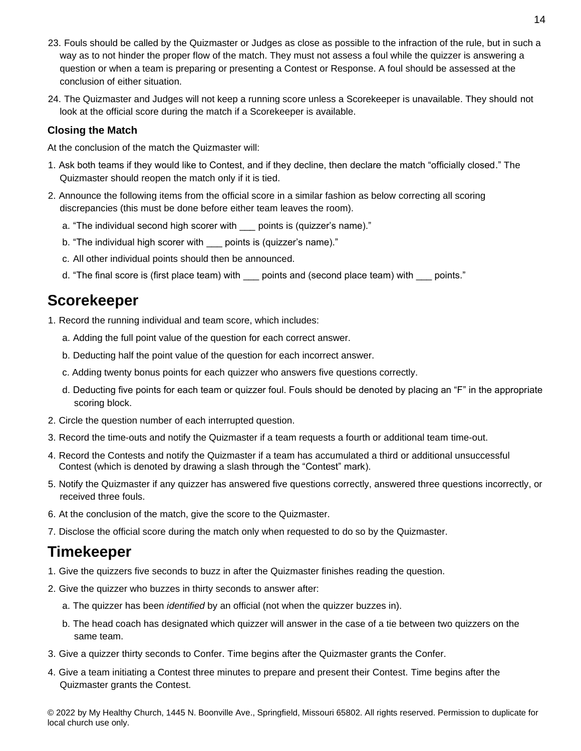23. Fouls should be called by the Quizmaster or Judges as close as possible to the infraction of the rule, but in such a way as to not hinder the proper flow of the match. They must not assess a foul while the quizzer is answering a question or when a team is preparing or presenting a Contest or Response. A foul should be assessed at the conclusion of either situation.

24. The Quizmaster and Judges will not keep a running score unless a Scorekeeper is unavailable. They should not look at the official score during the match if a Scorekeeper is available.

### Closing the Match

At the conclusion of the match the Quizmaster will:

1. Ask both teams if they would like to Contest, and if they decline, then declare the match "officially closed." The Quizmaster should reopen the match only if it is tied.
2. Announce the following items from the official score in a similar fashion as below correcting all scoring discrepancies (this must be done before either team leaves the room).
   a. "The individual second high scorer with ___ points is (quizzer's name)."
   b. "The individual high scorer with ___ points is (quizzer's name)."
   c. All other individual points should then be announced.
   d. "The final score is (first place team) with ___ points and (second place team) with ___ points."

## Scorekeeper

1. Record the running individual and team score, which includes:
   a. Adding the full point value of the question for each correct answer.
   b. Deducting half the point value of the question for each incorrect answer.
   c. Adding twenty bonus points for each quizzer who answers five questions correctly.
   d. Deducting five points for each team or quizzer foul. Fouls should be denoted by placing an "F" in the appropriate scoring block.
2. Circle the question number of each interrupted question.
3. Record the time-outs and notify the Quizmaster if a team requests a fourth or additional team time-out.
4. Record the Contests and notify the Quizmaster if a team has accumulated a third or additional unsuccessful Contest (which is denoted by drawing a slash through the "Contest" mark).
5. Notify the Quizmaster if any quizzer has answered five questions correctly, answered three questions incorrectly, or received three fouls.
6. At the conclusion of the match, give the score to the Quizmaster.
7. Disclose the official score during the match only when requested to do so by the Quizmaster.

## Timekeeper

1. Give the quizzers five seconds to buzz in after the Quizmaster finishes reading the question.
2. Give the quizzer who buzzes in thirty seconds to answer after:
   a. The quizzer has been *identified* by an official (not when the quizzer buzzes in).
   b. The head coach has designated which quizzer will answer in the case of a tie between two quizzers on the same team.
3. Give a quizzer thirty seconds to Confer. Time begins after the Quizmaster grants the Confer.
4. Give a team initiating a Contest three minutes to prepare and present their Contest. Time begins after the Quizmaster grants the Contest.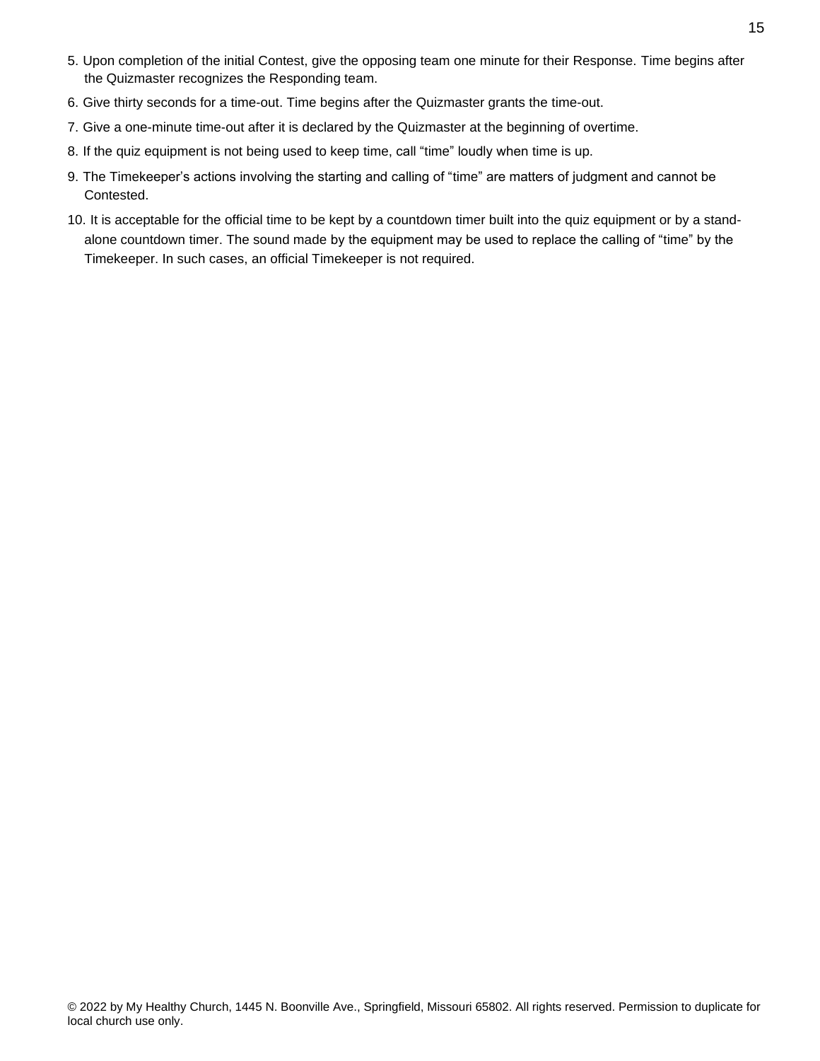5. Upon completion of the initial Contest, give the opposing team one minute for their Response. Time begins after the Quizmaster recognizes the Responding team.
6. Give thirty seconds for a time-out. Time begins after the Quizmaster grants the time-out.
7. Give a one-minute time-out after it is declared by the Quizmaster at the beginning of overtime.
8. If the quiz equipment is not being used to keep time, call "time" loudly when time is up.
9. The Timekeeper's actions involving the starting and calling of "time" are matters of judgment and cannot be Contested.
10. It is acceptable for the official time to be kept by a countdown timer built into the quiz equipment or by a stand-alone countdown timer. The sound made by the equipment may be used to replace the calling of "time" by the Timekeeper. In such cases, an official Timekeeper is not required.

© 2022 by My Healthy Church, 1445 N. Boonville Ave., Springfield, Missouri 65802. All rights reserved. Permission to duplicate for local church use only.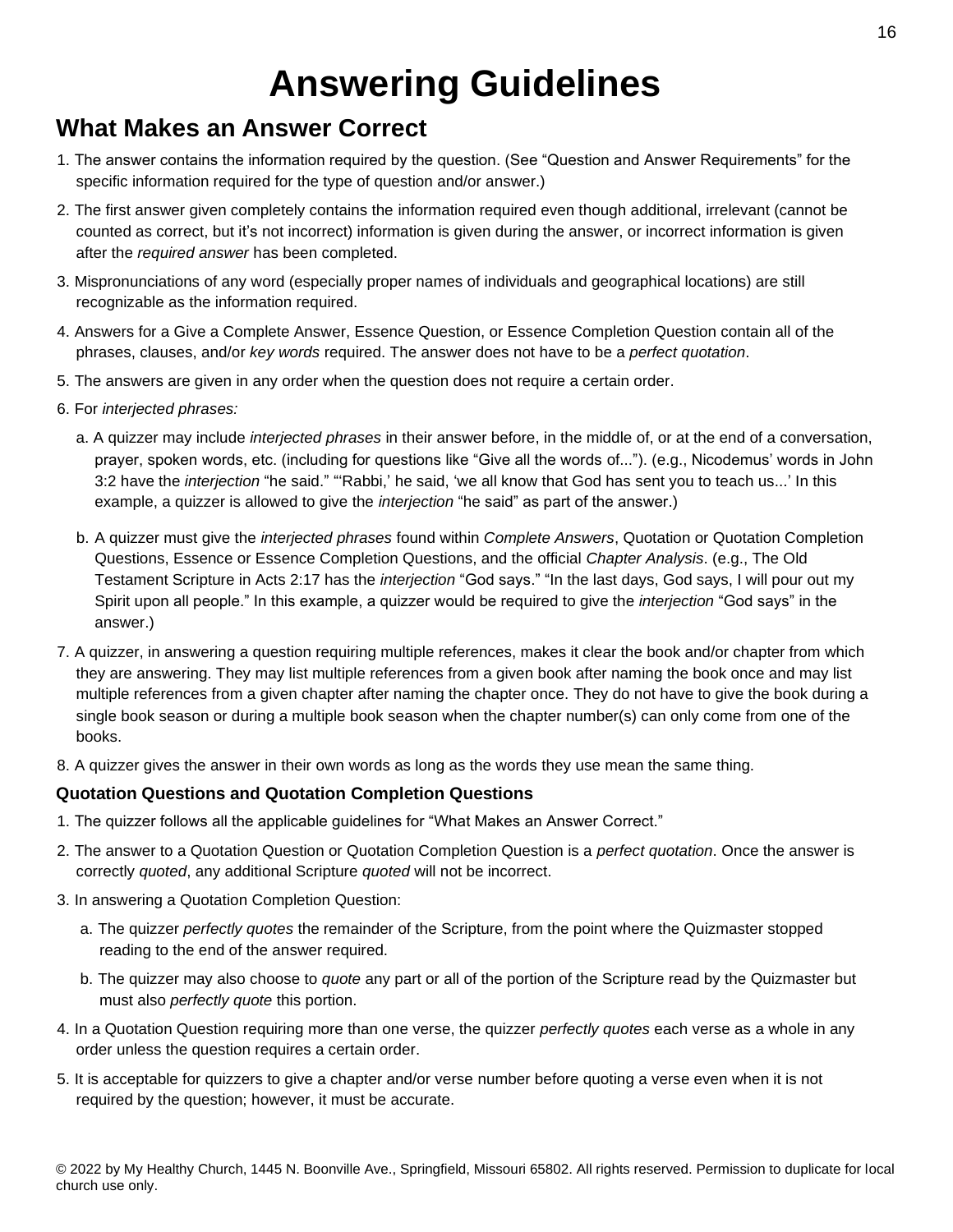# Answering Guidelines

## What Makes an Answer Correct

1. The answer contains the information required by the question. (See "Question and Answer Requirements" for the specific information required for the type of question and/or answer.)
2. The first answer given completely contains the information required even though additional, irrelevant (cannot be counted as correct, but it's not incorrect) information is given during the answer, or incorrect information is given after the *required answer* has been completed.
3. Mispronunciations of any word (especially proper names of individuals and geographical locations) are still recognizable as the information required.
4. Answers for a Give a Complete Answer, Essence Question, or Essence Completion Question contain all of the phrases, clauses, and/or *key words* required. The answer does not have to be a *perfect quotation*.
5. The answers are given in any order when the question does not require a certain order.
6. For *interjected phrases:*
   a. A quizzer may include *interjected phrases* in their answer before, in the middle of, or at the end of a conversation, prayer, spoken words, etc. (including for questions like "Give all the words of..."). (e.g., Nicodemus' words in John 3:2 have the *interjection* "he said." "'Rabbi,' he said, 'we all know that God has sent you to teach us...' In this example, a quizzer is allowed to give the *interjection* "he said" as part of the answer.)

   b. A quizzer must give the *interjected phrases* found within *Complete Answers*, Quotation or Quotation Completion Questions, Essence or Essence Completion Questions, and the official *Chapter Analysis*. (e.g., The Old Testament Scripture in Acts 2:17 has the *interjection* "God says." "In the last days, God says, I will pour out my Spirit upon all people." In this example, a quizzer would be required to give the *interjection* "God says" in the answer.)
7. A quizzer, in answering a question requiring multiple references, makes it clear the book and/or chapter from which they are answering. They may list multiple references from a given book after naming the book once and may list multiple references from a given chapter after naming the chapter once. They do not have to give the book during a single book season or during a multiple book season when the chapter number(s) can only come from one of the books.
8. A quizzer gives the answer in their own words as long as the words they use mean the same thing.

### Quotation Questions and Quotation Completion Questions

1. The quizzer follows all the applicable guidelines for "What Makes an Answer Correct."
2. The answer to a Quotation Question or Quotation Completion Question is a *perfect quotation*. Once the answer is correctly *quoted*, any additional Scripture *quoted* will not be incorrect.
3. In answering a Quotation Completion Question:
   a. The quizzer *perfectly quotes* the remainder of the Scripture, from the point where the Quizmaster stopped reading to the end of the answer required.

   b. The quizzer may also choose to *quote* any part or all of the portion of the Scripture read by the Quizmaster but must also *perfectly quote* this portion.
4. In a Quotation Question requiring more than one verse, the quizzer *perfectly quotes* each verse as a whole in any order unless the question requires a certain order.
5. It is acceptable for quizzers to give a chapter and/or verse number before quoting a verse even when it is not required by the question; however, it must be accurate.

© 2022 by My Healthy Church, 1445 N. Boonville Ave., Springfield, Missouri 65802. All rights reserved. Permission to duplicate for local church use only.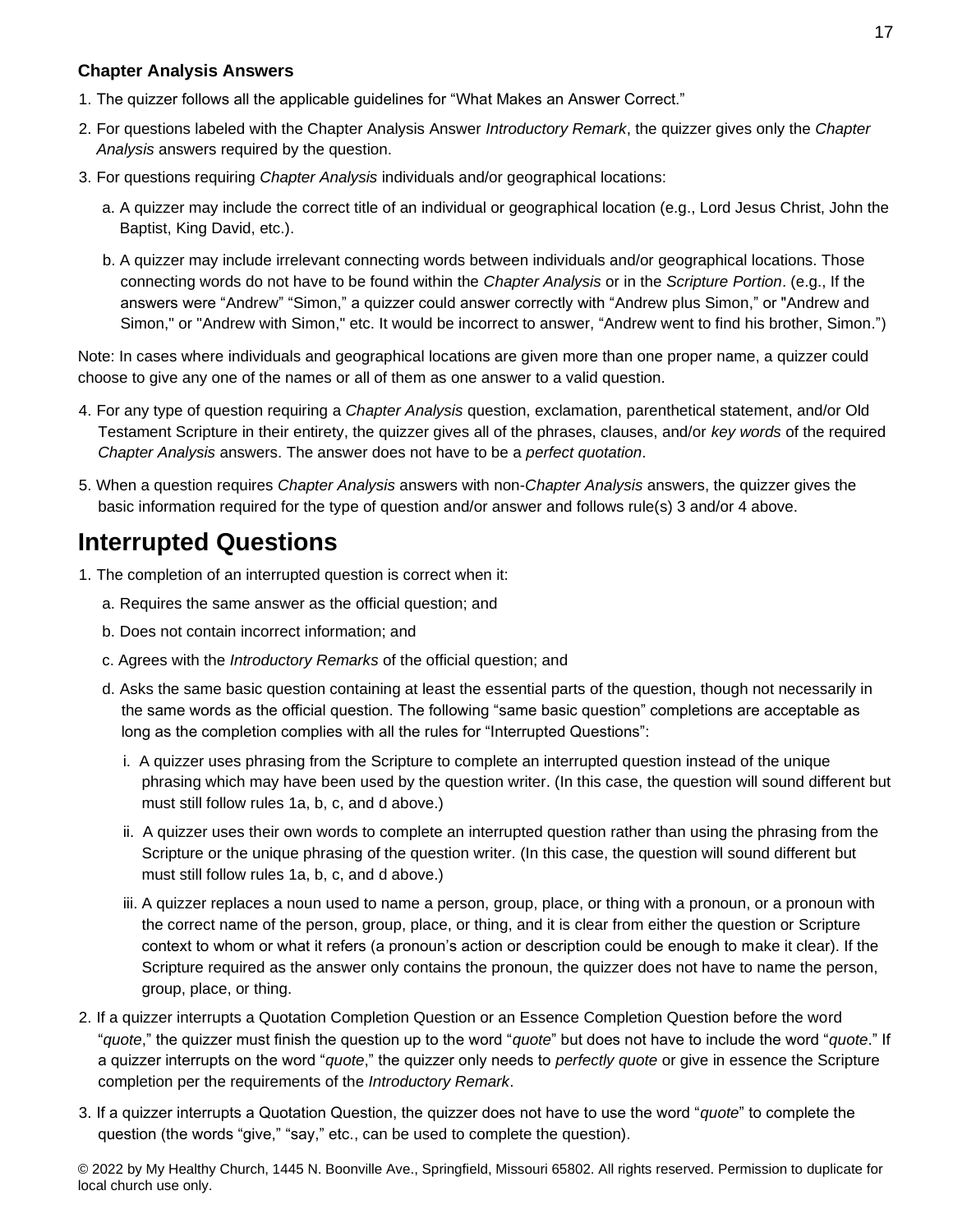**Chapter Analysis Answers**

1. The quizzer follows all the applicable guidelines for "What Makes an Answer Correct."
2. For questions labeled with the Chapter Analysis Answer *Introductory Remark*, the quizzer gives only the *Chapter Analysis* answers required by the question.
3. For questions requiring *Chapter Analysis* individuals and/or geographical locations:
   a. A quizzer may include the correct title of an individual or geographical location (e.g., Lord Jesus Christ, John the Baptist, King David, etc.).
   b. A quizzer may include irrelevant connecting words between individuals and/or geographical locations. Those connecting words do not have to be found within the *Chapter Analysis* or in the *Scripture Portion*. (e.g., If the answers were "Andrew" "Simon," a quizzer could answer correctly with "Andrew plus Simon," or "Andrew and Simon," or "Andrew with Simon," etc. It would be incorrect to answer, "Andrew went to find his brother, Simon.")

Note: In cases where individuals and geographical locations are given more than one proper name, a quizzer could choose to give any one of the names or all of them as one answer to a valid question.

4. For any type of question requiring a *Chapter Analysis* question, exclamation, parenthetical statement, and/or Old Testament Scripture in their entirety, the quizzer gives all of the phrases, clauses, and/or *key words* of the required *Chapter Analysis* answers. The answer does not have to be a *perfect quotation*.
5. When a question requires *Chapter Analysis* answers with non-*Chapter Analysis* answers, the quizzer gives the basic information required for the type of question and/or answer and follows rule(s) 3 and/or 4 above.

# Interrupted Questions

1. The completion of an interrupted question is correct when it:
   a. Requires the same answer as the official question; and
   b. Does not contain incorrect information; and
   c. Agrees with the *Introductory Remarks* of the official question; and
   d. Asks the same basic question containing at least the essential parts of the question, though not necessarily in the same words as the official question. The following "same basic question" completions are acceptable as long as the completion complies with all the rules for "Interrupted Questions":
      i. A quizzer uses phrasing from the Scripture to complete an interrupted question instead of the unique phrasing which may have been used by the question writer. (In this case, the question will sound different but must still follow rules 1a, b, c, and d above.)
      ii. A quizzer uses their own words to complete an interrupted question rather than using the phrasing from the Scripture or the unique phrasing of the question writer. (In this case, the question will sound different but must still follow rules 1a, b, c, and d above.)
      iii. A quizzer replaces a noun used to name a person, group, place, or thing with a pronoun, or a pronoun with the correct name of the person, group, place, or thing, and it is clear from either the question or Scripture context to whom or what it refers (a pronoun's action or description could be enough to make it clear). If the Scripture required as the answer only contains the pronoun, the quizzer does not have to name the person, group, place, or thing.
2. If a quizzer interrupts a Quotation Completion Question or an Essence Completion Question before the word "*quote*," the quizzer must finish the question up to the word "*quote*" but does not have to include the word "*quote*." If a quizzer interrupts on the word "*quote*," the quizzer only needs to *perfectly quote* or give in essence the Scripture completion per the requirements of the *Introductory Remark*.
3. If a quizzer interrupts a Quotation Question, the quizzer does not have to use the word "*quote*" to complete the question (the words "give," "say," etc., can be used to complete the question).

© 2022 by My Healthy Church, 1445 N. Boonville Ave., Springfield, Missouri 65802. All rights reserved. Permission to duplicate for local church use only.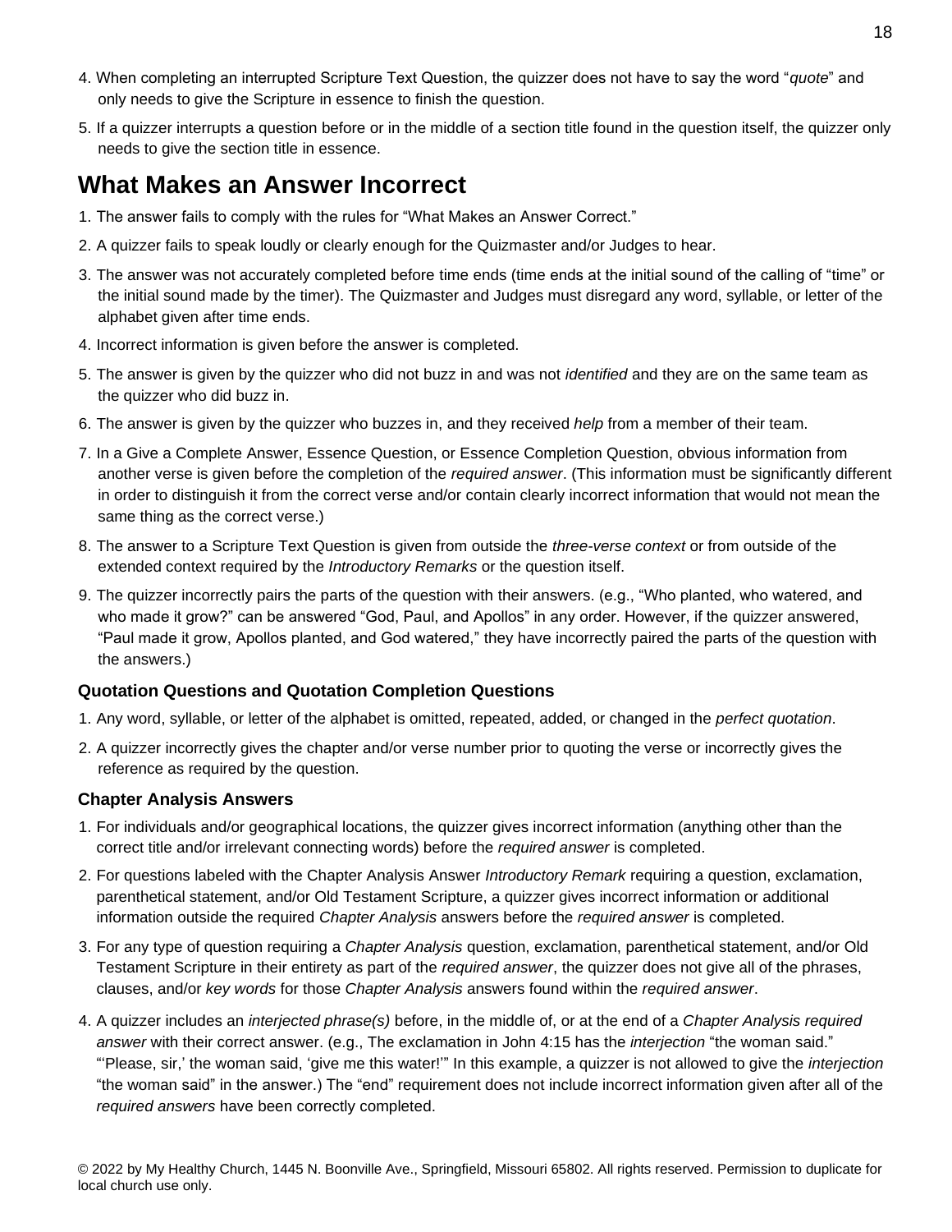4. When completing an interrupted Scripture Text Question, the quizzer does not have to say the word "*quote*" and only needs to give the Scripture in essence to finish the question.
5. If a quizzer interrupts a question before or in the middle of a section title found in the question itself, the quizzer only needs to give the section title in essence.

## What Makes an Answer Incorrect

1. The answer fails to comply with the rules for "What Makes an Answer Correct."
2. A quizzer fails to speak loudly or clearly enough for the Quizmaster and/or Judges to hear.
3. The answer was not accurately completed before time ends (time ends at the initial sound of the calling of "time" or the initial sound made by the timer). The Quizmaster and Judges must disregard any word, syllable, or letter of the alphabet given after time ends.
4. Incorrect information is given before the answer is completed.
5. The answer is given by the quizzer who did not buzz in and was not *identified* and they are on the same team as the quizzer who did buzz in.
6. The answer is given by the quizzer who buzzes in, and they received *help* from a member of their team.
7. In a Give a Complete Answer, Essence Question, or Essence Completion Question, obvious information from another verse is given before the completion of the *required answer*. (This information must be significantly different in order to distinguish it from the correct verse and/or contain clearly incorrect information that would not mean the same thing as the correct verse.)
8. The answer to a Scripture Text Question is given from outside the *three-verse context* or from outside of the extended context required by the *Introductory Remarks* or the question itself.
9. The quizzer incorrectly pairs the parts of the question with their answers. (e.g., "Who planted, who watered, and who made it grow?" can be answered "God, Paul, and Apollos" in any order. However, if the quizzer answered, "Paul made it grow, Apollos planted, and God watered," they have incorrectly paired the parts of the question with the answers.)

### Quotation Questions and Quotation Completion Questions

1. Any word, syllable, or letter of the alphabet is omitted, repeated, added, or changed in the *perfect quotation*.
2. A quizzer incorrectly gives the chapter and/or verse number prior to quoting the verse or incorrectly gives the reference as required by the question.

### Chapter Analysis Answers

1. For individuals and/or geographical locations, the quizzer gives incorrect information (anything other than the correct title and/or irrelevant connecting words) before the *required answer* is completed.
2. For questions labeled with the Chapter Analysis Answer *Introductory Remark* requiring a question, exclamation, parenthetical statement, and/or Old Testament Scripture, a quizzer gives incorrect information or additional information outside the required *Chapter Analysis* answers before the *required answer* is completed.
3. For any type of question requiring a *Chapter Analysis* question, exclamation, parenthetical statement, and/or Old Testament Scripture in their entirety as part of the *required answer*, the quizzer does not give all of the phrases, clauses, and/or *key words* for those *Chapter Analysis* answers found within the *required answer*.
4. A quizzer includes an *interjected phrase(s)* before, in the middle of, or at the end of a *Chapter Analysis required answer* with their correct answer. (e.g., The exclamation in John 4:15 has the *interjection* "the woman said." "'Please, sir,' the woman said, 'give me this water!'" In this example, a quizzer is not allowed to give the *interjection* "the woman said" in the answer.) The "end" requirement does not include incorrect information given after all of the *required answers* have been correctly completed.

© 2022 by My Healthy Church, 1445 N. Boonville Ave., Springfield, Missouri 65802. All rights reserved. Permission to duplicate for local church use only.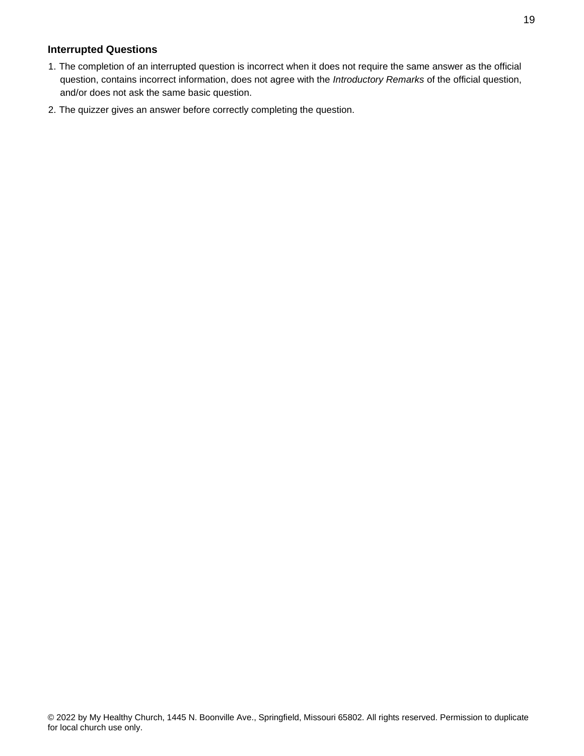### Interrupted Questions

1. The completion of an interrupted question is incorrect when it does not require the same answer as the official question, contains incorrect information, does not agree with the *Introductory Remarks* of the official question, and/or does not ask the same basic question.
2. The quizzer gives an answer before correctly completing the question.

© 2022 by My Healthy Church, 1445 N. Boonville Ave., Springfield, Missouri 65802. All rights reserved. Permission to duplicate for local church use only.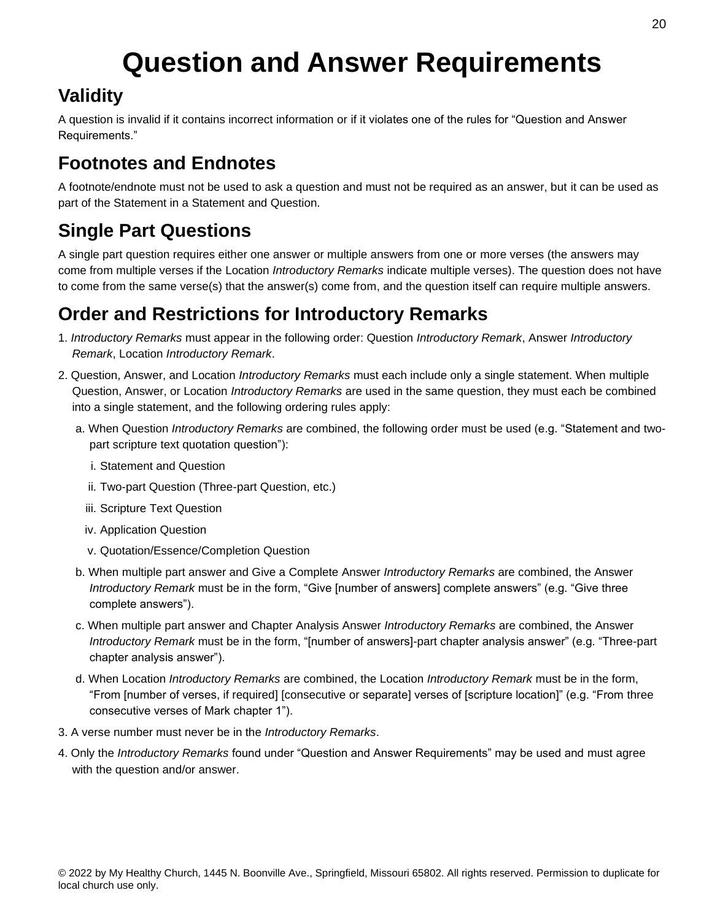# Question and Answer Requirements

## Validity

A question is invalid if it contains incorrect information or if it violates one of the rules for "Question and Answer Requirements."

## Footnotes and Endnotes

A footnote/endnote must not be used to ask a question and must not be required as an answer, but it can be used as part of the Statement in a Statement and Question.

## Single Part Questions

A single part question requires either one answer or multiple answers from one or more verses (the answers may come from multiple verses if the Location *Introductory Remarks* indicate multiple verses). The question does not have to come from the same verse(s) that the answer(s) come from, and the question itself can require multiple answers.

## Order and Restrictions for Introductory Remarks

1. *Introductory Remarks* must appear in the following order: Question *Introductory Remark*, Answer *Introductory Remark*, Location *Introductory Remark*.
2. Question, Answer, and Location *Introductory Remarks* must each include only a single statement. When multiple Question, Answer, or Location *Introductory Remarks* are used in the same question, they must each be combined into a single statement, and the following ordering rules apply:
   a. When Question *Introductory Remarks* are combined, the following order must be used (e.g. "Statement and two-part scripture text quotation question"):
      i. Statement and Question
      ii. Two-part Question (Three-part Question, etc.)
      iii. Scripture Text Question
      iv. Application Question
      v. Quotation/Essence/Completion Question
   b. When multiple part answer and Give a Complete Answer *Introductory Remarks* are combined, the Answer *Introductory Remark* must be in the form, "Give [number of answers] complete answers" (e.g. "Give three complete answers").
   c. When multiple part answer and Chapter Analysis Answer *Introductory Remarks* are combined, the Answer *Introductory Remark* must be in the form, "[number of answers]-part chapter analysis answer" (e.g. "Three-part chapter analysis answer").
   d. When Location *Introductory Remarks* are combined, the Location *Introductory Remark* must be in the form, "From [number of verses, if required] [consecutive or separate] verses of [scripture location]" (e.g. "From three consecutive verses of Mark chapter 1").
3. A verse number must never be in the *Introductory Remarks*.
4. Only the *Introductory Remarks* found under "Question and Answer Requirements" may be used and must agree with the question and/or answer.

© 2022 by My Healthy Church, 1445 N. Boonville Ave., Springfield, Missouri 65802. All rights reserved. Permission to duplicate for local church use only.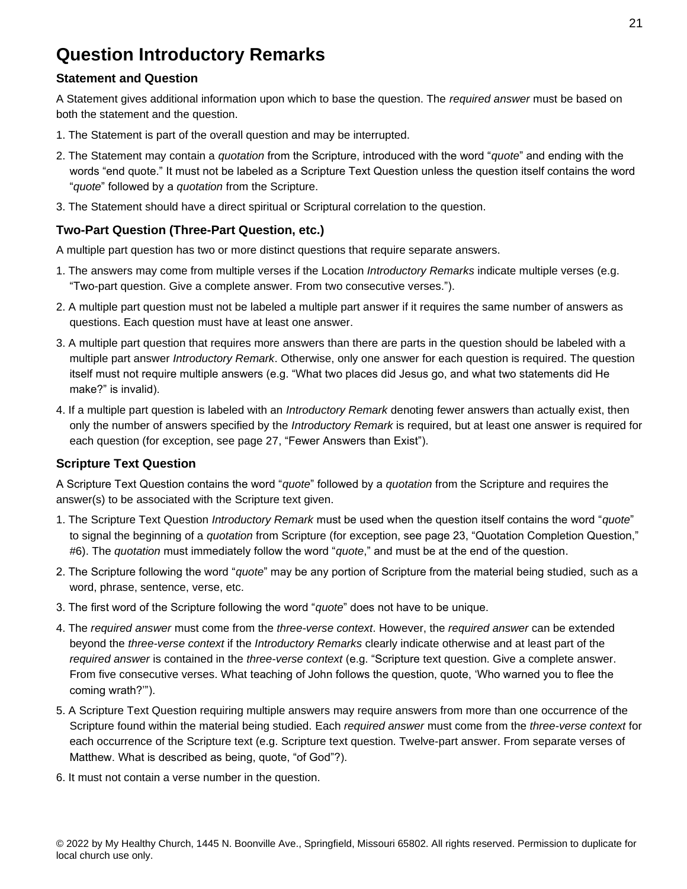# Question Introductory Remarks

### Statement and Question

A Statement gives additional information upon which to base the question. The *required answer* must be based on both the statement and the question.

1. The Statement is part of the overall question and may be interrupted.
2. The Statement may contain a *quotation* from the Scripture, introduced with the word "*quote*" and ending with the words "end quote." It must not be labeled as a Scripture Text Question unless the question itself contains the word "*quote*" followed by a *quotation* from the Scripture.
3. The Statement should have a direct spiritual or Scriptural correlation to the question.

### Two-Part Question (Three-Part Question, etc.)

A multiple part question has two or more distinct questions that require separate answers.

1. The answers may come from multiple verses if the Location *Introductory Remarks* indicate multiple verses (e.g. "Two-part question. Give a complete answer. From two consecutive verses.").
2. A multiple part question must not be labeled a multiple part answer if it requires the same number of answers as questions. Each question must have at least one answer.
3. A multiple part question that requires more answers than there are parts in the question should be labeled with a multiple part answer *Introductory Remark*. Otherwise, only one answer for each question is required. The question itself must not require multiple answers (e.g. "What two places did Jesus go, and what two statements did He make?" is invalid).
4. If a multiple part question is labeled with an *Introductory Remark* denoting fewer answers than actually exist, then only the number of answers specified by the *Introductory Remark* is required, but at least one answer is required for each question (for exception, see page 27, "Fewer Answers than Exist").

### Scripture Text Question

A Scripture Text Question contains the word "*quote*" followed by a *quotation* from the Scripture and requires the answer(s) to be associated with the Scripture text given.

1. The Scripture Text Question *Introductory Remark* must be used when the question itself contains the word "*quote*" to signal the beginning of a *quotation* from Scripture (for exception, see page 23, "Quotation Completion Question," #6). The *quotation* must immediately follow the word "*quote*," and must be at the end of the question.
2. The Scripture following the word "*quote*" may be any portion of Scripture from the material being studied, such as a word, phrase, sentence, verse, etc.
3. The first word of the Scripture following the word "*quote*" does not have to be unique.
4. The *required answer* must come from the *three-verse context*. However, the *required answer* can be extended beyond the *three-verse context* if the *Introductory Remarks* clearly indicate otherwise and at least part of the *required answer* is contained in the *three-verse context* (e.g. "Scripture text question. Give a complete answer. From five consecutive verses. What teaching of John follows the question, quote, 'Who warned you to flee the coming wrath?'").
5. A Scripture Text Question requiring multiple answers may require answers from more than one occurrence of the Scripture found within the material being studied. Each *required answer* must come from the *three-verse context* for each occurrence of the Scripture text (e.g. Scripture text question. Twelve-part answer. From separate verses of Matthew. What is described as being, quote, "of God"?).
6. It must not contain a verse number in the question.

© 2022 by My Healthy Church, 1445 N. Boonville Ave., Springfield, Missouri 65802. All rights reserved. Permission to duplicate for local church use only.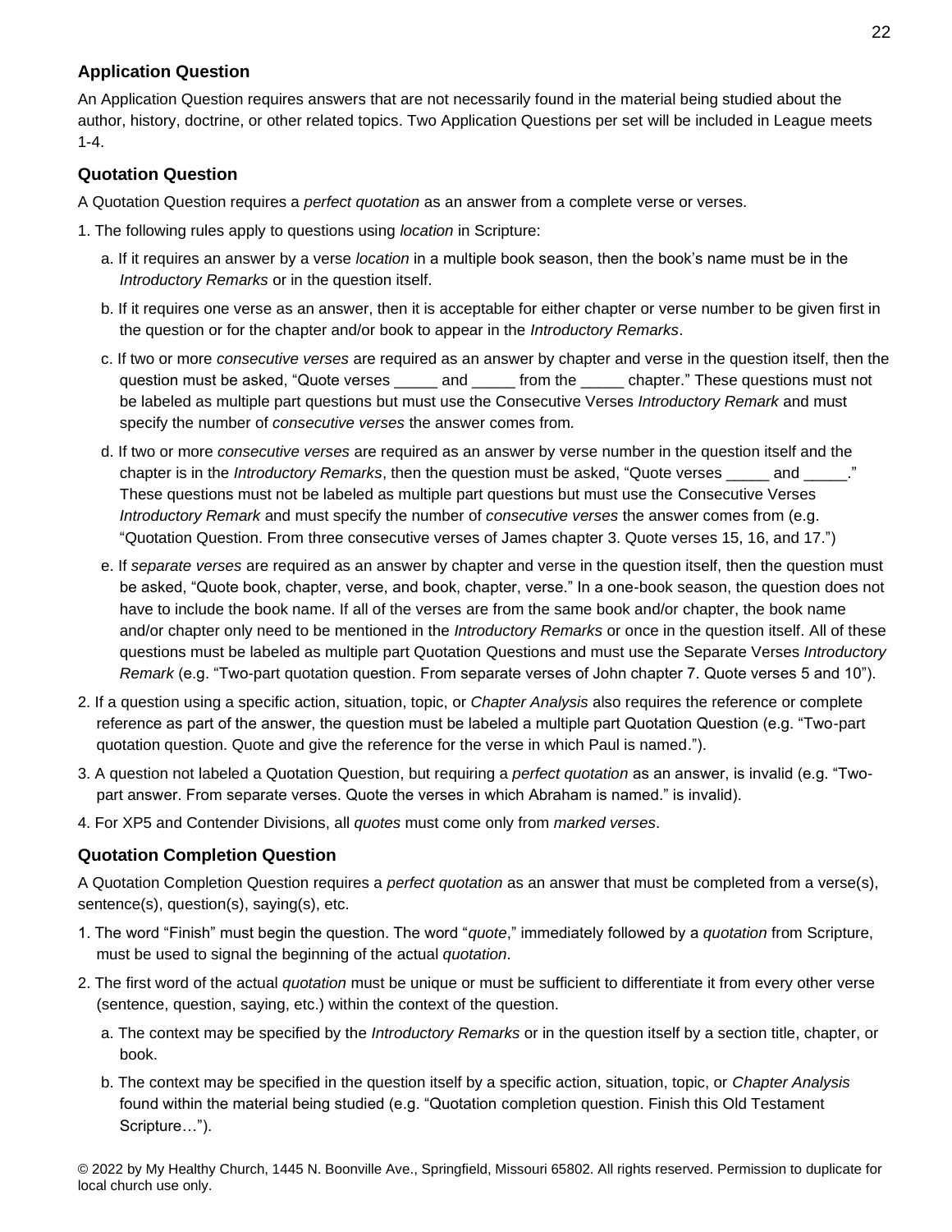### Application Question

An Application Question requires answers that are not necessarily found in the material being studied about the author, history, doctrine, or other related topics. Two Application Questions per set will be included in League meets 1-4.

### Quotation Question

A Quotation Question requires a *perfect quotation* as an answer from a complete verse or verses.

1. The following rules apply to questions using *location* in Scripture:
   a. If it requires an answer by a verse *location* in a multiple book season, then the book's name must be in the *Introductory Remarks* or in the question itself.
   b. If it requires one verse as an answer, then it is acceptable for either chapter or verse number to be given first in the question or for the chapter and/or book to appear in the *Introductory Remarks*.
   c. If two or more *consecutive verses* are required as an answer by chapter and verse in the question itself, then the question must be asked, "Quote verses _____ and _____ from the _____ chapter." These questions must not be labeled as multiple part questions but must use the Consecutive Verses *Introductory Remark* and must specify the number of *consecutive verses* the answer comes from.
   d. If two or more *consecutive verses* are required as an answer by verse number in the question itself and the chapter is in the *Introductory Remarks*, then the question must be asked, "Quote verses _____ and _____." These questions must not be labeled as multiple part questions but must use the Consecutive Verses *Introductory Remark* and must specify the number of *consecutive verses* the answer comes from (e.g. "Quotation Question. From three consecutive verses of James chapter 3. Quote verses 15, 16, and 17.")
   e. If *separate verses* are required as an answer by chapter and verse in the question itself, then the question must be asked, "Quote book, chapter, verse, and book, chapter, verse." In a one-book season, the question does not have to include the book name. If all of the verses are from the same book and/or chapter, the book name and/or chapter only need to be mentioned in the *Introductory Remarks* or once in the question itself. All of these questions must be labeled as multiple part Quotation Questions and must use the Separate Verses *Introductory Remark* (e.g. "Two-part quotation question. From separate verses of John chapter 7. Quote verses 5 and 10").
2. If a question using a specific action, situation, topic, or *Chapter Analysis* also requires the reference or complete reference as part of the answer, the question must be labeled a multiple part Quotation Question (e.g. "Two-part quotation question. Quote and give the reference for the verse in which Paul is named.").
3. A question not labeled a Quotation Question, but requiring a *perfect quotation* as an answer, is invalid (e.g. "Two-part answer. From separate verses. Quote the verses in which Abraham is named." is invalid).
4. For XP5 and Contender Divisions, all *quotes* must come only from *marked verses*.

### Quotation Completion Question

A Quotation Completion Question requires a *perfect quotation* as an answer that must be completed from a verse(s), sentence(s), question(s), saying(s), etc.

1. The word "Finish" must begin the question. The word "*quote*," immediately followed by a *quotation* from Scripture, must be used to signal the beginning of the actual *quotation*.
2. The first word of the actual *quotation* must be unique or must be sufficient to differentiate it from every other verse (sentence, question, saying, etc.) within the context of the question.
   a. The context may be specified by the *Introductory Remarks* or in the question itself by a section title, chapter, or book.
   b. The context may be specified in the question itself by a specific action, situation, topic, or *Chapter Analysis* found within the material being studied (e.g. "Quotation completion question. Finish this Old Testament Scripture…").

© 2022 by My Healthy Church, 1445 N. Boonville Ave., Springfield, Missouri 65802. All rights reserved. Permission to duplicate for local church use only.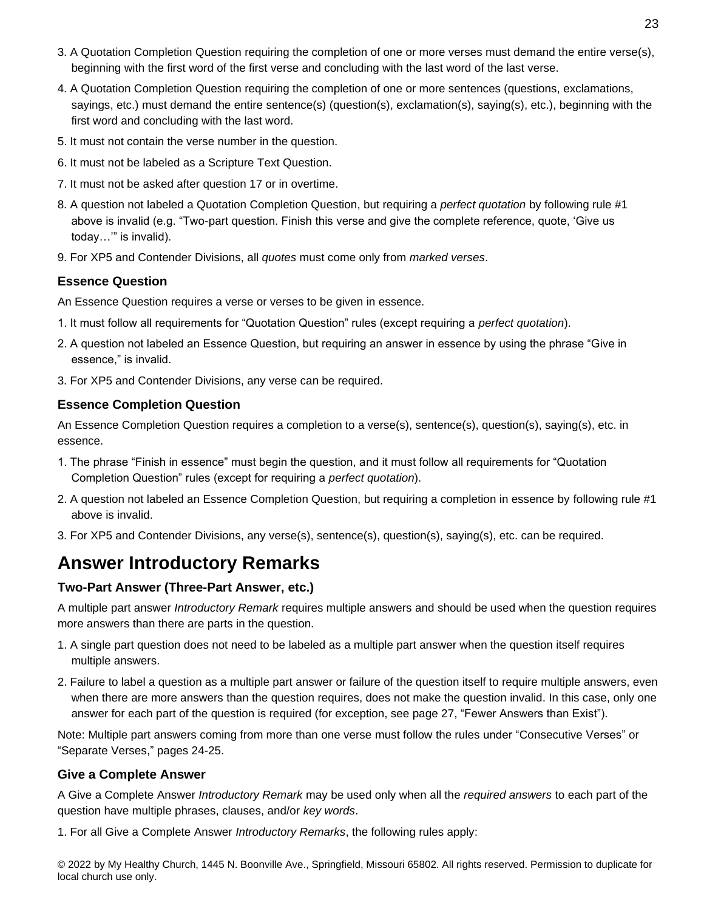3. A Quotation Completion Question requiring the completion of one or more verses must demand the entire verse(s), beginning with the first word of the first verse and concluding with the last word of the last verse.

4. A Quotation Completion Question requiring the completion of one or more sentences (questions, exclamations, sayings, etc.) must demand the entire sentence(s) (question(s), exclamation(s), saying(s), etc.), beginning with the first word and concluding with the last word.

5. It must not contain the verse number in the question.

6. It must not be labeled as a Scripture Text Question.

7. It must not be asked after question 17 or in overtime.

8. A question not labeled a Quotation Completion Question, but requiring a *perfect quotation* by following rule #1 above is invalid (e.g. "Two-part question. Finish this verse and give the complete reference, quote, 'Give us today…'" is invalid).

9. For XP5 and Contender Divisions, all *quotes* must come only from *marked verses*.

### Essence Question

An Essence Question requires a verse or verses to be given in essence.

1. It must follow all requirements for "Quotation Question" rules (except requiring a *perfect quotation*).

2. A question not labeled an Essence Question, but requiring an answer in essence by using the phrase "Give in essence," is invalid.

3. For XP5 and Contender Divisions, any verse can be required.

### Essence Completion Question

An Essence Completion Question requires a completion to a verse(s), sentence(s), question(s), saying(s), etc. in essence.

1. The phrase "Finish in essence" must begin the question, and it must follow all requirements for "Quotation Completion Question" rules (except for requiring a *perfect quotation*).

2. A question not labeled an Essence Completion Question, but requiring a completion in essence by following rule #1 above is invalid.

3. For XP5 and Contender Divisions, any verse(s), sentence(s), question(s), saying(s), etc. can be required.

## Answer Introductory Remarks

### Two-Part Answer (Three-Part Answer, etc.)

A multiple part answer *Introductory Remark* requires multiple answers and should be used when the question requires more answers than there are parts in the question.

1. A single part question does not need to be labeled as a multiple part answer when the question itself requires multiple answers.

2. Failure to label a question as a multiple part answer or failure of the question itself to require multiple answers, even when there are more answers than the question requires, does not make the question invalid. In this case, only one answer for each part of the question is required (for exception, see page 27, "Fewer Answers than Exist").

Note: Multiple part answers coming from more than one verse must follow the rules under "Consecutive Verses" or "Separate Verses," pages 24-25.

### Give a Complete Answer

A Give a Complete Answer *Introductory Remark* may be used only when all the *required answers* to each part of the question have multiple phrases, clauses, and/or *key words*.

1. For all Give a Complete Answer *Introductory Remarks*, the following rules apply: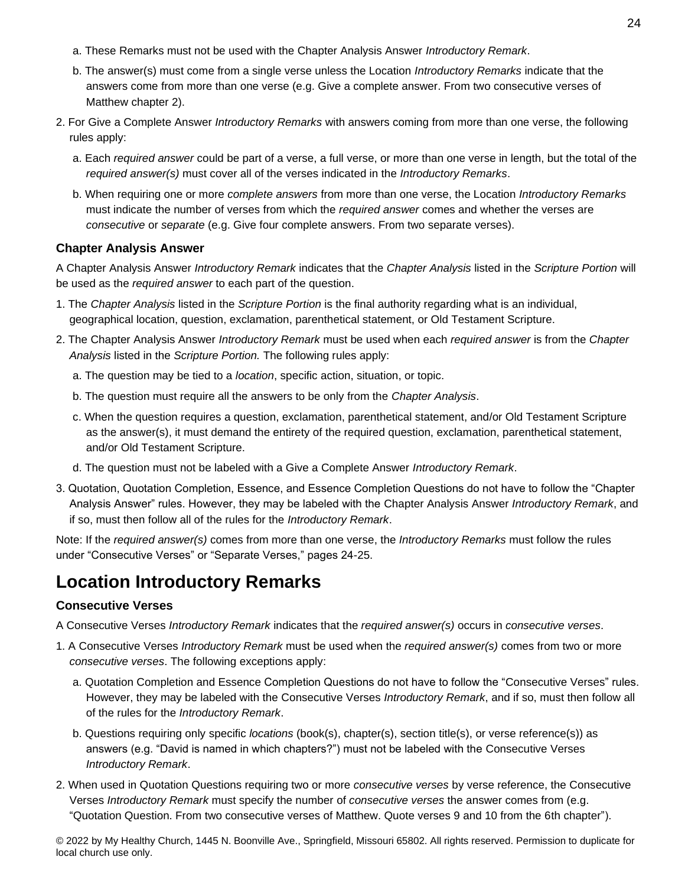a. These Remarks must not be used with the Chapter Analysis Answer *Introductory Remark*.

   b. The answer(s) must come from a single verse unless the Location *Introductory Remarks* indicate that the answers come from more than one verse (e.g. Give a complete answer. From two consecutive verses of Matthew chapter 2).

2. For Give a Complete Answer *Introductory Remarks* with answers coming from more than one verse, the following rules apply:

   a. Each *required answer* could be part of a verse, a full verse, or more than one verse in length, but the total of the *required answer(s)* must cover all of the verses indicated in the *Introductory Remarks*.

   b. When requiring one or more *complete answers* from more than one verse, the Location *Introductory Remarks* must indicate the number of verses from which the *required answer* comes and whether the verses are *consecutive* or *separate* (e.g. Give four complete answers. From two separate verses).

### Chapter Analysis Answer

A Chapter Analysis Answer *Introductory Remark* indicates that the *Chapter Analysis* listed in the *Scripture Portion* will be used as the *required answer* to each part of the question.

1. The *Chapter Analysis* listed in the *Scripture Portion* is the final authority regarding what is an individual, geographical location, question, exclamation, parenthetical statement, or Old Testament Scripture.

2. The Chapter Analysis Answer *Introductory Remark* must be used when each *required answer* is from the *Chapter Analysis* listed in the *Scripture Portion.* The following rules apply:

   a. The question may be tied to a *location*, specific action, situation, or topic.

   b. The question must require all the answers to be only from the *Chapter Analysis*.

   c. When the question requires a question, exclamation, parenthetical statement, and/or Old Testament Scripture as the answer(s), it must demand the entirety of the required question, exclamation, parenthetical statement, and/or Old Testament Scripture.

   d. The question must not be labeled with a Give a Complete Answer *Introductory Remark*.

3. Quotation, Quotation Completion, Essence, and Essence Completion Questions do not have to follow the "Chapter Analysis Answer" rules. However, they may be labeled with the Chapter Analysis Answer *Introductory Remark*, and if so, must then follow all of the rules for the *Introductory Remark*.

Note: If the *required answer(s)* comes from more than one verse, the *Introductory Remarks* must follow the rules under "Consecutive Verses" or "Separate Verses," pages 24-25.

## Location Introductory Remarks

### Consecutive Verses

A Consecutive Verses *Introductory Remark* indicates that the *required answer(s)* occurs in *consecutive verses*.

1. A Consecutive Verses *Introductory Remark* must be used when the *required answer(s)* comes from two or more *consecutive verses*. The following exceptions apply:

   a. Quotation Completion and Essence Completion Questions do not have to follow the "Consecutive Verses" rules. However, they may be labeled with the Consecutive Verses *Introductory Remark*, and if so, must then follow all of the rules for the *Introductory Remark*.

   b. Questions requiring only specific *locations* (book(s), chapter(s), section title(s), or verse reference(s)) as answers (e.g. "David is named in which chapters?") must not be labeled with the Consecutive Verses *Introductory Remark*.

2. When used in Quotation Questions requiring two or more *consecutive verses* by verse reference, the Consecutive Verses *Introductory Remark* must specify the number of *consecutive verses* the answer comes from (e.g. "Quotation Question. From two consecutive verses of Matthew. Quote verses 9 and 10 from the 6th chapter").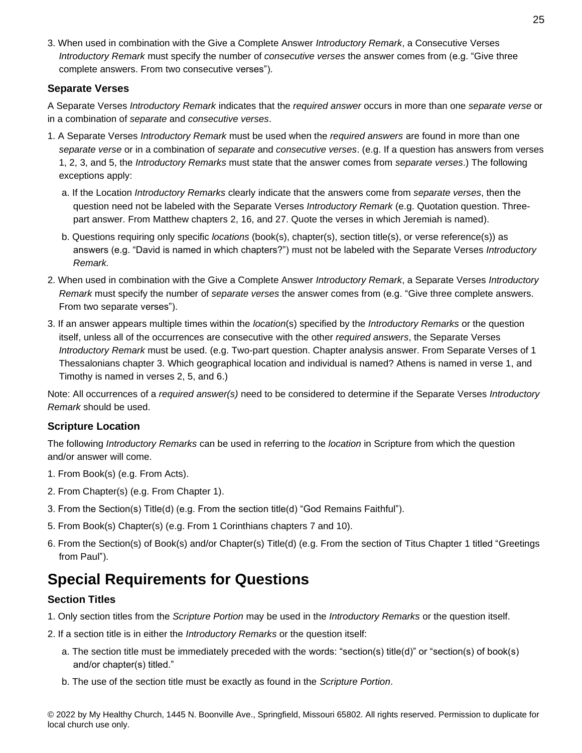3. When used in combination with the Give a Complete Answer *Introductory Remark*, a Consecutive Verses *Introductory Remark* must specify the number of *consecutive verses* the answer comes from (e.g. "Give three complete answers. From two consecutive verses").

### Separate Verses

A Separate Verses *Introductory Remark* indicates that the *required answer* occurs in more than one *separate verse* or in a combination of *separate* and *consecutive verses*.

1. A Separate Verses *Introductory Remark* must be used when the *required answers* are found in more than one *separate verse* or in a combination of *separate* and *consecutive verses*. (e.g. If a question has answers from verses 1, 2, 3, and 5, the *Introductory Remarks* must state that the answer comes from *separate verses*.) The following exceptions apply:
   a. If the Location *Introductory Remarks* clearly indicate that the answers come from *separate verses*, then the question need not be labeled with the Separate Verses *Introductory Remark* (e.g. Quotation question. Three-part answer. From Matthew chapters 2, 16, and 27. Quote the verses in which Jeremiah is named).
   b. Questions requiring only specific *locations* (book(s), chapter(s), section title(s), or verse reference(s)) as answers (e.g. "David is named in which chapters?") must not be labeled with the Separate Verses *Introductory Remark.*
2. When used in combination with the Give a Complete Answer *Introductory Remark*, a Separate Verses *Introductory Remark* must specify the number of *separate verses* the answer comes from (e.g. "Give three complete answers. From two separate verses").
3. If an answer appears multiple times within the *location*(s) specified by the *Introductory Remarks* or the question itself, unless all of the occurrences are consecutive with the other *required answers*, the Separate Verses *Introductory Remark* must be used. (e.g. Two-part question. Chapter analysis answer. From Separate Verses of 1 Thessalonians chapter 3. Which geographical location and individual is named? Athens is named in verse 1, and Timothy is named in verses 2, 5, and 6.)

Note: All occurrences of a *required answer(s)* need to be considered to determine if the Separate Verses *Introductory Remark* should be used.

### Scripture Location

The following *Introductory Remarks* can be used in referring to the *location* in Scripture from which the question and/or answer will come.

1. From Book(s) (e.g. From Acts).
2. From Chapter(s) (e.g. From Chapter 1).
3. From the Section(s) Title(d) (e.g. From the section title(d) "God Remains Faithful").
5. From Book(s) Chapter(s) (e.g. From 1 Corinthians chapters 7 and 10).
6. From the Section(s) of Book(s) and/or Chapter(s) Title(d) (e.g. From the section of Titus Chapter 1 titled "Greetings from Paul").

## Special Requirements for Questions

### Section Titles

1. Only section titles from the *Scripture Portion* may be used in the *Introductory Remarks* or the question itself.
2. If a section title is in either the *Introductory Remarks* or the question itself:
   a. The section title must be immediately preceded with the words: "section(s) title(d)" or "section(s) of book(s) and/or chapter(s) titled."
   b. The use of the section title must be exactly as found in the *Scripture Portion*.

© 2022 by My Healthy Church, 1445 N. Boonville Ave., Springfield, Missouri 65802. All rights reserved. Permission to duplicate for local church use only.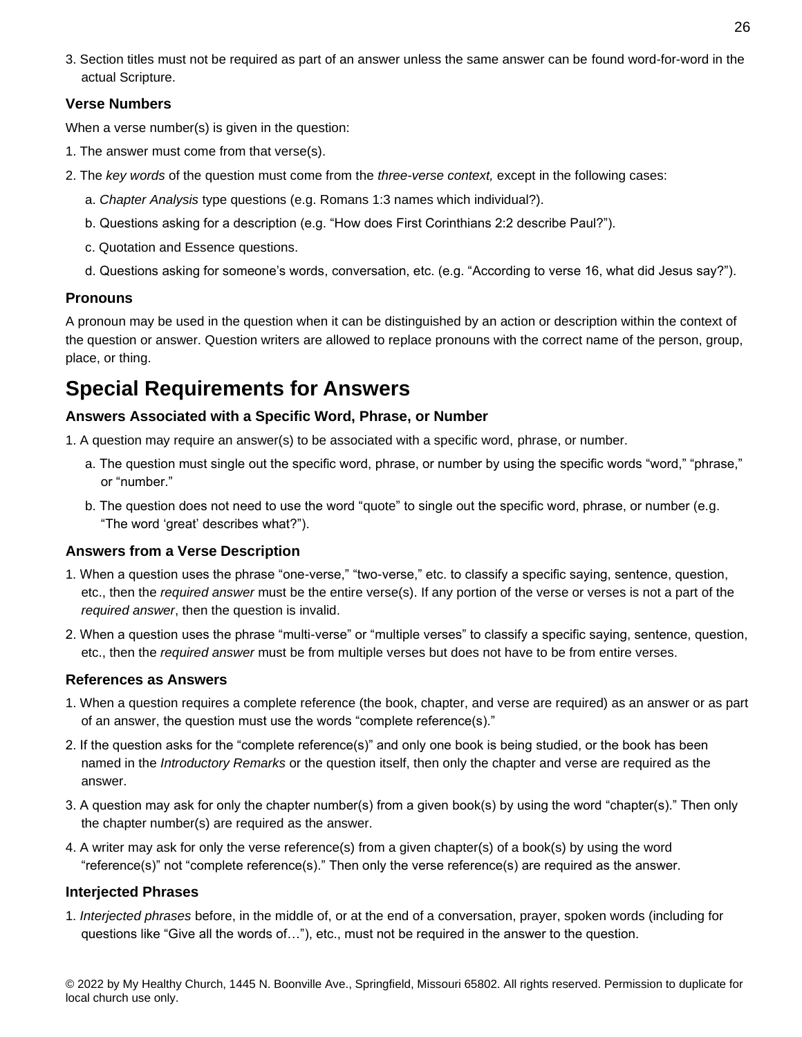3. Section titles must not be required as part of an answer unless the same answer can be found word-for-word in the actual Scripture.

### Verse Numbers

When a verse number(s) is given in the question:

1. The answer must come from that verse(s).
2. The *key words* of the question must come from the *three-verse context,* except in the following cases:
   a. *Chapter Analysis* type questions (e.g. Romans 1:3 names which individual?).
   b. Questions asking for a description (e.g. "How does First Corinthians 2:2 describe Paul?").
   c. Quotation and Essence questions.
   d. Questions asking for someone's words, conversation, etc. (e.g. "According to verse 16, what did Jesus say?").

### Pronouns

A pronoun may be used in the question when it can be distinguished by an action or description within the context of the question or answer. Question writers are allowed to replace pronouns with the correct name of the person, group, place, or thing.

## Special Requirements for Answers

### Answers Associated with a Specific Word, Phrase, or Number

1. A question may require an answer(s) to be associated with a specific word, phrase, or number.
   a. The question must single out the specific word, phrase, or number by using the specific words "word," "phrase," or "number."
   b. The question does not need to use the word "quote" to single out the specific word, phrase, or number (e.g. "The word 'great' describes what?").

### Answers from a Verse Description

1. When a question uses the phrase "one-verse," "two-verse," etc. to classify a specific saying, sentence, question, etc., then the *required answer* must be the entire verse(s). If any portion of the verse or verses is not a part of the *required answer*, then the question is invalid.
2. When a question uses the phrase "multi-verse" or "multiple verses" to classify a specific saying, sentence, question, etc., then the *required answer* must be from multiple verses but does not have to be from entire verses.

### References as Answers

1. When a question requires a complete reference (the book, chapter, and verse are required) as an answer or as part of an answer, the question must use the words "complete reference(s)."
2. If the question asks for the "complete reference(s)" and only one book is being studied, or the book has been named in the *Introductory Remarks* or the question itself, then only the chapter and verse are required as the answer.
3. A question may ask for only the chapter number(s) from a given book(s) by using the word "chapter(s)." Then only the chapter number(s) are required as the answer.
4. A writer may ask for only the verse reference(s) from a given chapter(s) of a book(s) by using the word "reference(s)" not "complete reference(s)." Then only the verse reference(s) are required as the answer.

### Interjected Phrases

1. *Interjected phrases* before, in the middle of, or at the end of a conversation, prayer, spoken words (including for questions like "Give all the words of…"), etc., must not be required in the answer to the question.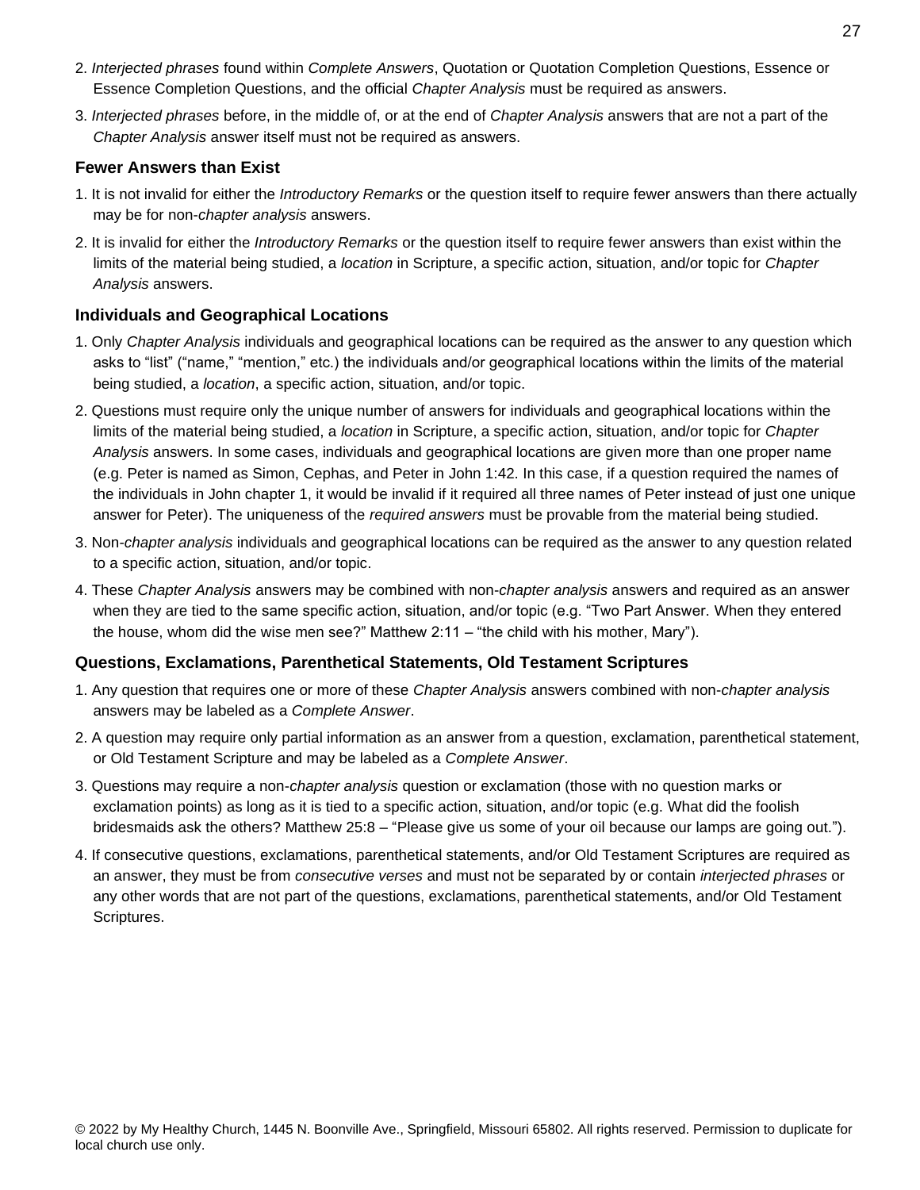2. *Interjected phrases* found within *Complete Answers*, Quotation or Quotation Completion Questions, Essence or Essence Completion Questions, and the official *Chapter Analysis* must be required as answers.

3. *Interjected phrases* before, in the middle of, or at the end of *Chapter Analysis* answers that are not a part of the *Chapter Analysis* answer itself must not be required as answers.

### Fewer Answers than Exist

1. It is not invalid for either the *Introductory Remarks* or the question itself to require fewer answers than there actually may be for non-*chapter analysis* answers.

2. It is invalid for either the *Introductory Remarks* or the question itself to require fewer answers than exist within the limits of the material being studied, a *location* in Scripture, a specific action, situation, and/or topic for *Chapter Analysis* answers.

### Individuals and Geographical Locations

1. Only *Chapter Analysis* individuals and geographical locations can be required as the answer to any question which asks to "list" ("name," "mention," etc.) the individuals and/or geographical locations within the limits of the material being studied, a *location*, a specific action, situation, and/or topic.

2. Questions must require only the unique number of answers for individuals and geographical locations within the limits of the material being studied, a *location* in Scripture, a specific action, situation, and/or topic for *Chapter Analysis* answers. In some cases, individuals and geographical locations are given more than one proper name (e.g. Peter is named as Simon, Cephas, and Peter in John 1:42. In this case, if a question required the names of the individuals in John chapter 1, it would be invalid if it required all three names of Peter instead of just one unique answer for Peter). The uniqueness of the *required answers* must be provable from the material being studied.

3. Non-*chapter analysis* individuals and geographical locations can be required as the answer to any question related to a specific action, situation, and/or topic.

4. These *Chapter Analysis* answers may be combined with non-*chapter analysis* answers and required as an answer when they are tied to the same specific action, situation, and/or topic (e.g. "Two Part Answer. When they entered the house, whom did the wise men see?" Matthew 2:11 – "the child with his mother, Mary").

### Questions, Exclamations, Parenthetical Statements, Old Testament Scriptures

1. Any question that requires one or more of these *Chapter Analysis* answers combined with non-*chapter analysis* answers may be labeled as a *Complete Answer*.

2. A question may require only partial information as an answer from a question, exclamation, parenthetical statement, or Old Testament Scripture and may be labeled as a *Complete Answer*.

3. Questions may require a non-*chapter analysis* question or exclamation (those with no question marks or exclamation points) as long as it is tied to a specific action, situation, and/or topic (e.g. What did the foolish bridesmaids ask the others? Matthew 25:8 – "Please give us some of your oil because our lamps are going out.").

4. If consecutive questions, exclamations, parenthetical statements, and/or Old Testament Scriptures are required as an answer, they must be from *consecutive verses* and must not be separated by or contain *interjected phrases* or any other words that are not part of the questions, exclamations, parenthetical statements, and/or Old Testament Scriptures.

© 2022 by My Healthy Church, 1445 N. Boonville Ave., Springfield, Missouri 65802. All rights reserved. Permission to duplicate for local church use only.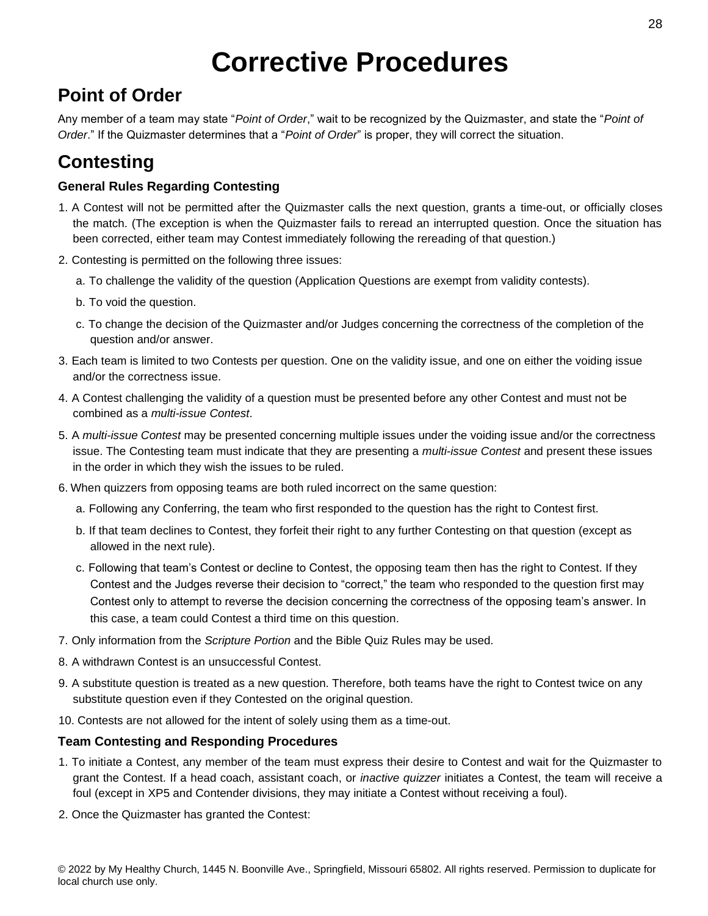# Corrective Procedures

## Point of Order

Any member of a team may state "*Point of Order*," wait to be recognized by the Quizmaster, and state the "*Point of Order*." If the Quizmaster determines that a "*Point of Order*" is proper, they will correct the situation.

## Contesting

### General Rules Regarding Contesting

1. A Contest will not be permitted after the Quizmaster calls the next question, grants a time-out, or officially closes the match. (The exception is when the Quizmaster fails to reread an interrupted question. Once the situation has been corrected, either team may Contest immediately following the rereading of that question.)
2. Contesting is permitted on the following three issues:
   a. To challenge the validity of the question (Application Questions are exempt from validity contests).
   b. To void the question.
   c. To change the decision of the Quizmaster and/or Judges concerning the correctness of the completion of the question and/or answer.
3. Each team is limited to two Contests per question. One on the validity issue, and one on either the voiding issue and/or the correctness issue.
4. A Contest challenging the validity of a question must be presented before any other Contest and must not be combined as a *multi-issue Contest*.
5. A *multi-issue Contest* may be presented concerning multiple issues under the voiding issue and/or the correctness issue. The Contesting team must indicate that they are presenting a *multi-issue Contest* and present these issues in the order in which they wish the issues to be ruled.
6. When quizzers from opposing teams are both ruled incorrect on the same question:
   a. Following any Conferring, the team who first responded to the question has the right to Contest first.
   b. If that team declines to Contest, they forfeit their right to any further Contesting on that question (except as allowed in the next rule).
   c. Following that team's Contest or decline to Contest, the opposing team then has the right to Contest. If they Contest and the Judges reverse their decision to "correct," the team who responded to the question first may Contest only to attempt to reverse the decision concerning the correctness of the opposing team's answer. In this case, a team could Contest a third time on this question.
7. Only information from the *Scripture Portion* and the Bible Quiz Rules may be used.
8. A withdrawn Contest is an unsuccessful Contest.
9. A substitute question is treated as a new question. Therefore, both teams have the right to Contest twice on any substitute question even if they Contested on the original question.
10. Contests are not allowed for the intent of solely using them as a time-out.

### Team Contesting and Responding Procedures

1. To initiate a Contest, any member of the team must express their desire to Contest and wait for the Quizmaster to grant the Contest. If a head coach, assistant coach, or *inactive quizzer* initiates a Contest, the team will receive a foul (except in XP5 and Contender divisions, they may initiate a Contest without receiving a foul).
2. Once the Quizmaster has granted the Contest: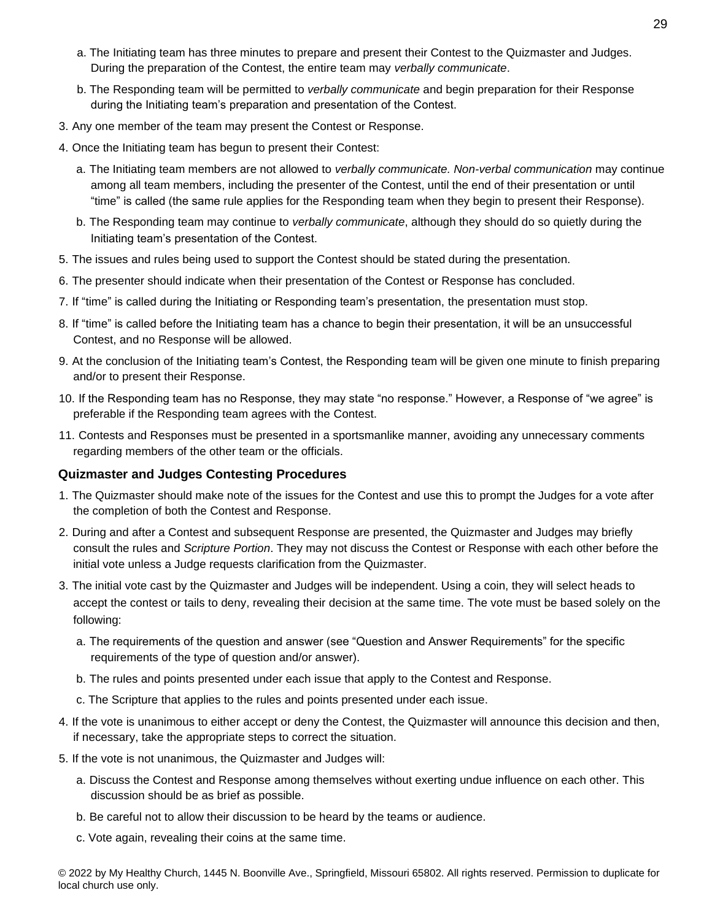a. The Initiating team has three minutes to prepare and present their Contest to the Quizmaster and Judges. During the preparation of the Contest, the entire team may *verbally communicate*.

b. The Responding team will be permitted to *verbally communicate* and begin preparation for their Response during the Initiating team's preparation and presentation of the Contest.

3. Any one member of the team may present the Contest or Response.

4. Once the Initiating team has begun to present their Contest:

   a. The Initiating team members are not allowed to *verbally communicate. Non-verbal communication* may continue among all team members, including the presenter of the Contest, until the end of their presentation or until "time" is called (the same rule applies for the Responding team when they begin to present their Response).

   b. The Responding team may continue to *verbally communicate*, although they should do so quietly during the Initiating team's presentation of the Contest.

5. The issues and rules being used to support the Contest should be stated during the presentation.

6. The presenter should indicate when their presentation of the Contest or Response has concluded.

7. If "time" is called during the Initiating or Responding team's presentation, the presentation must stop.

8. If "time" is called before the Initiating team has a chance to begin their presentation, it will be an unsuccessful Contest, and no Response will be allowed.

9. At the conclusion of the Initiating team's Contest, the Responding team will be given one minute to finish preparing and/or to present their Response.

10. If the Responding team has no Response, they may state "no response." However, a Response of "we agree" is preferable if the Responding team agrees with the Contest.

11. Contests and Responses must be presented in a sportsmanlike manner, avoiding any unnecessary comments regarding members of the other team or the officials.

### Quizmaster and Judges Contesting Procedures

1. The Quizmaster should make note of the issues for the Contest and use this to prompt the Judges for a vote after the completion of both the Contest and Response.

2. During and after a Contest and subsequent Response are presented, the Quizmaster and Judges may briefly consult the rules and *Scripture Portion*. They may not discuss the Contest or Response with each other before the initial vote unless a Judge requests clarification from the Quizmaster.

3. The initial vote cast by the Quizmaster and Judges will be independent. Using a coin, they will select heads to accept the contest or tails to deny, revealing their decision at the same time. The vote must be based solely on the following:

   a. The requirements of the question and answer (see "Question and Answer Requirements" for the specific requirements of the type of question and/or answer).

   b. The rules and points presented under each issue that apply to the Contest and Response.

   c. The Scripture that applies to the rules and points presented under each issue.

4. If the vote is unanimous to either accept or deny the Contest, the Quizmaster will announce this decision and then, if necessary, take the appropriate steps to correct the situation.

5. If the vote is not unanimous, the Quizmaster and Judges will:

   a. Discuss the Contest and Response among themselves without exerting undue influence on each other. This discussion should be as brief as possible.

   b. Be careful not to allow their discussion to be heard by the teams or audience.

   c. Vote again, revealing their coins at the same time.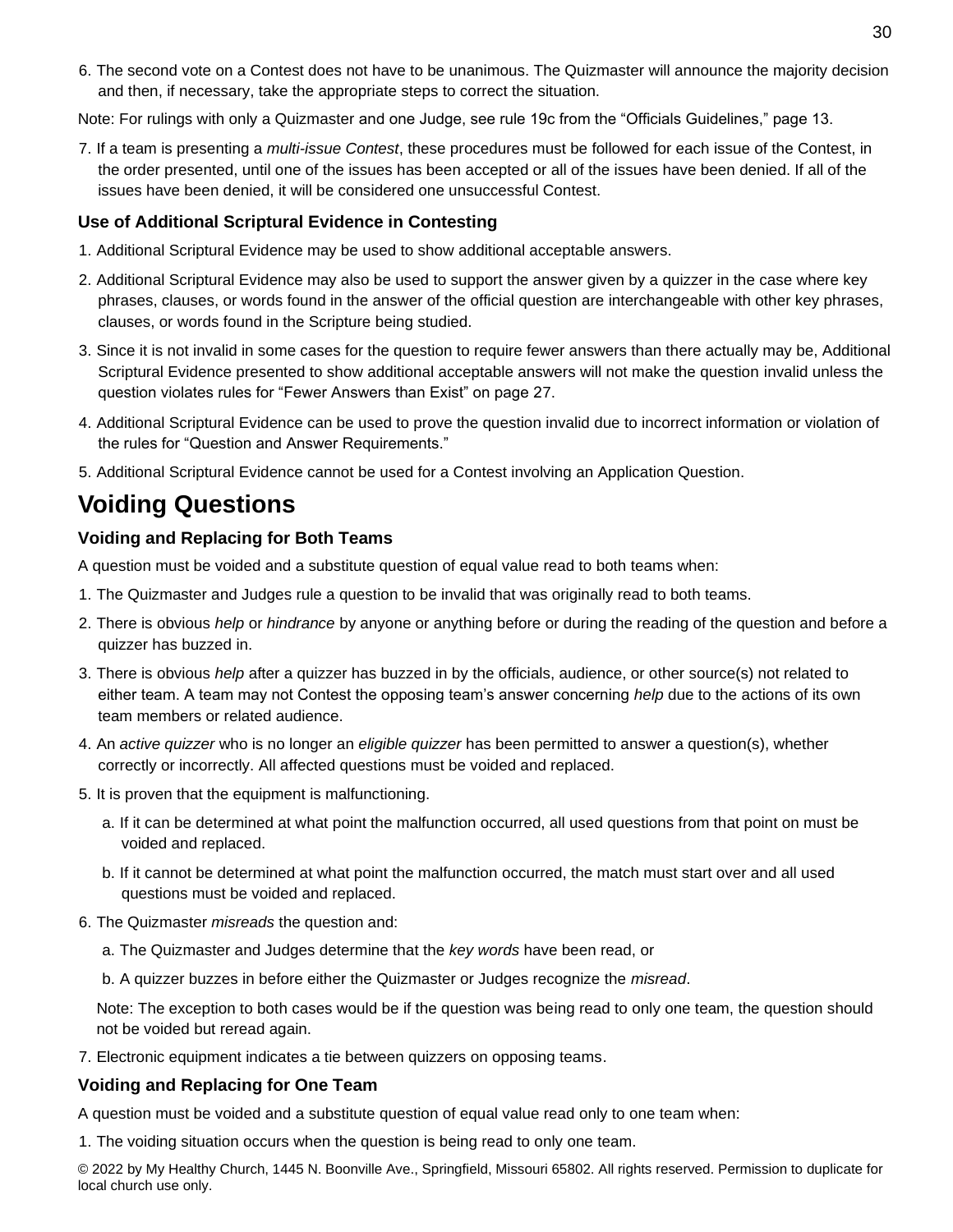6. The second vote on a Contest does not have to be unanimous. The Quizmaster will announce the majority decision and then, if necessary, take the appropriate steps to correct the situation.

Note: For rulings with only a Quizmaster and one Judge, see rule 19c from the “Officials Guidelines,” page 13.

7. If a team is presenting a *multi-issue Contest*, these procedures must be followed for each issue of the Contest, in the order presented, until one of the issues has been accepted or all of the issues have been denied. If all of the issues have been denied, it will be considered one unsuccessful Contest.

### Use of Additional Scriptural Evidence in Contesting

1. Additional Scriptural Evidence may be used to show additional acceptable answers.
2. Additional Scriptural Evidence may also be used to support the answer given by a quizzer in the case where key phrases, clauses, or words found in the answer of the official question are interchangeable with other key phrases, clauses, or words found in the Scripture being studied.
3. Since it is not invalid in some cases for the question to require fewer answers than there actually may be, Additional Scriptural Evidence presented to show additional acceptable answers will not make the question invalid unless the question violates rules for “Fewer Answers than Exist” on page 27.
4. Additional Scriptural Evidence can be used to prove the question invalid due to incorrect information or violation of the rules for “Question and Answer Requirements.”
5. Additional Scriptural Evidence cannot be used for a Contest involving an Application Question.

## Voiding Questions

### Voiding and Replacing for Both Teams

A question must be voided and a substitute question of equal value read to both teams when:

1. The Quizmaster and Judges rule a question to be invalid that was originally read to both teams.
2. There is obvious *help* or *hindrance* by anyone or anything before or during the reading of the question and before a quizzer has buzzed in.
3. There is obvious *help* after a quizzer has buzzed in by the officials, audience, or other source(s) not related to either team. A team may not Contest the opposing team’s answer concerning *help* due to the actions of its own team members or related audience.
4. An *active quizzer* who is no longer an *eligible quizzer* has been permitted to answer a question(s), whether correctly or incorrectly. All affected questions must be voided and replaced.
5. It is proven that the equipment is malfunctioning.
   a. If it can be determined at what point the malfunction occurred, all used questions from that point on must be voided and replaced.
   b. If it cannot be determined at what point the malfunction occurred, the match must start over and all used questions must be voided and replaced.
6. The Quizmaster *misreads* the question and:
   a. The Quizmaster and Judges determine that the *key words* have been read, or
   b. A quizzer buzzes in before either the Quizmaster or Judges recognize the *misread*.

   Note: The exception to both cases would be if the question was being read to only one team, the question should not be voided but reread again.
7. Electronic equipment indicates a tie between quizzers on opposing teams.

### Voiding and Replacing for One Team

A question must be voided and a substitute question of equal value read only to one team when:

1. The voiding situation occurs when the question is being read to only one team.

© 2022 by My Healthy Church, 1445 N. Boonville Ave., Springfield, Missouri 65802. All rights reserved. Permission to duplicate for local church use only.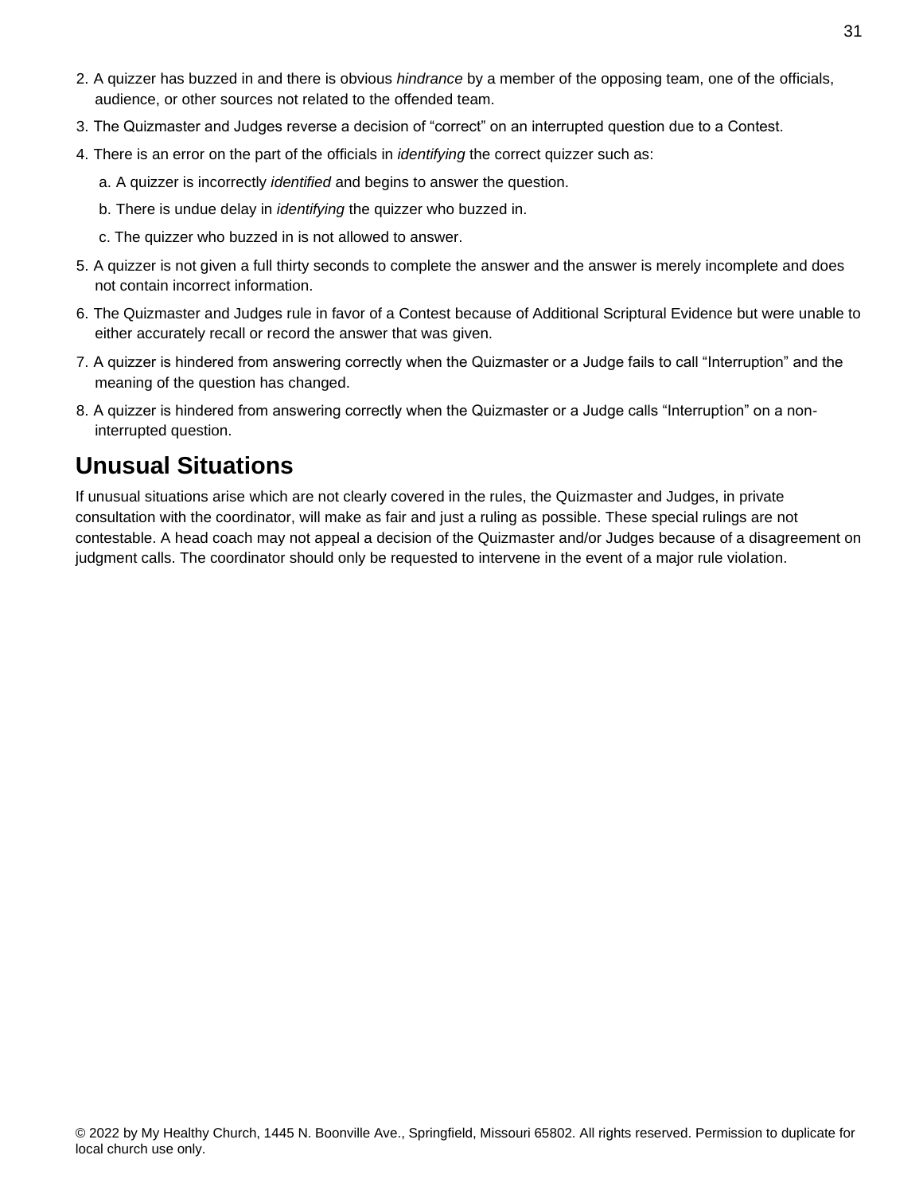2. A quizzer has buzzed in and there is obvious *hindrance* by a member of the opposing team, one of the officials, audience, or other sources not related to the offended team.
3. The Quizmaster and Judges reverse a decision of “correct” on an interrupted question due to a Contest.
4. There is an error on the part of the officials in *identifying* the correct quizzer such as:
    a. A quizzer is incorrectly *identified* and begins to answer the question.
    b. There is undue delay in *identifying* the quizzer who buzzed in.
    c. The quizzer who buzzed in is not allowed to answer.
5. A quizzer is not given a full thirty seconds to complete the answer and the answer is merely incomplete and does not contain incorrect information.
6. The Quizmaster and Judges rule in favor of a Contest because of Additional Scriptural Evidence but were unable to either accurately recall or record the answer that was given.
7. A quizzer is hindered from answering correctly when the Quizmaster or a Judge fails to call “Interruption” and the meaning of the question has changed.
8. A quizzer is hindered from answering correctly when the Quizmaster or a Judge calls “Interruption” on a non-interrupted question.

## Unusual Situations

If unusual situations arise which are not clearly covered in the rules, the Quizmaster and Judges, in private consultation with the coordinator, will make as fair and just a ruling as possible. These special rulings are not contestable. A head coach may not appeal a decision of the Quizmaster and/or Judges because of a disagreement on judgment calls. The coordinator should only be requested to intervene in the event of a major rule violation.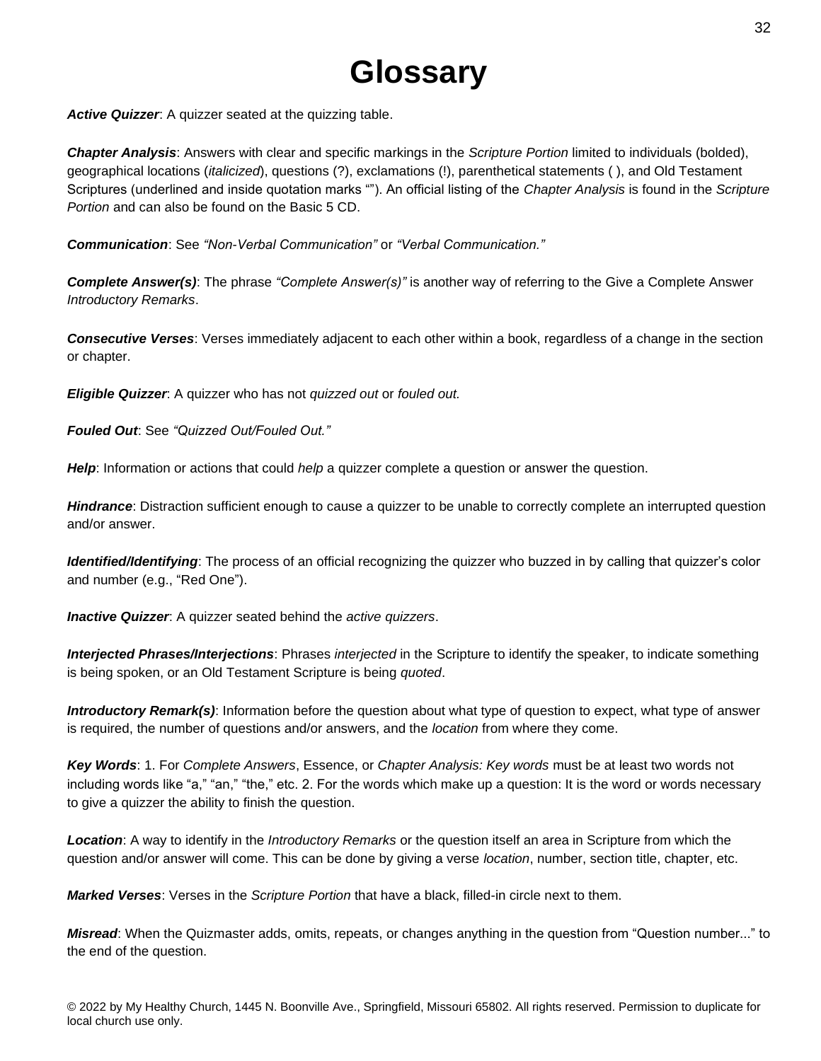# Glossary

***Active Quizzer***: A quizzer seated at the quizzing table.

***Chapter Analysis***: Answers with clear and specific markings in the *Scripture Portion* limited to individuals (bolded), geographical locations (*italicized*), questions (?), exclamations (!), parenthetical statements ( ), and Old Testament Scriptures (underlined and inside quotation marks “”). An official listing of the *Chapter Analysis* is found in the *Scripture Portion* and can also be found on the Basic 5 CD.

***Communication***: See *“Non-Verbal Communication”* or *“Verbal Communication.”*

***Complete Answer(s)***: The phrase *“Complete Answer(s)”* is another way of referring to the Give a Complete Answer *Introductory Remarks*.

***Consecutive Verses***: Verses immediately adjacent to each other within a book, regardless of a change in the section or chapter.

***Eligible Quizzer***: A quizzer who has not *quizzed out* or *fouled out.*

***Fouled Out***: See *“Quizzed Out/Fouled Out.”*

***Help***: Information or actions that could *help* a quizzer complete a question or answer the question.

***Hindrance***: Distraction sufficient enough to cause a quizzer to be unable to correctly complete an interrupted question and/or answer.

***Identified/Identifying***: The process of an official recognizing the quizzer who buzzed in by calling that quizzer’s color and number (e.g., “Red One”).

***Inactive Quizzer***: A quizzer seated behind the *active quizzers*.

***Interjected Phrases/Interjections***: Phrases *interjected* in the Scripture to identify the speaker, to indicate something is being spoken, or an Old Testament Scripture is being *quoted*.

***Introductory Remark(s)***: Information before the question about what type of question to expect, what type of answer is required, the number of questions and/or answers, and the *location* from where they come.

***Key Words***: 1. For *Complete Answers*, Essence, or *Chapter Analysis: Key words* must be at least two words not including words like “a,” “an,” “the,” etc. 2. For the words which make up a question: It is the word or words necessary to give a quizzer the ability to finish the question.

***Location***: A way to identify in the *Introductory Remarks* or the question itself an area in Scripture from which the question and/or answer will come. This can be done by giving a verse *location*, number, section title, chapter, etc.

***Marked Verses***: Verses in the *Scripture Portion* that have a black, filled-in circle next to them.

***Misread***: When the Quizmaster adds, omits, repeats, or changes anything in the question from “Question number...” to the end of the question.

© 2022 by My Healthy Church, 1445 N. Boonville Ave., Springfield, Missouri 65802. All rights reserved. Permission to duplicate for local church use only.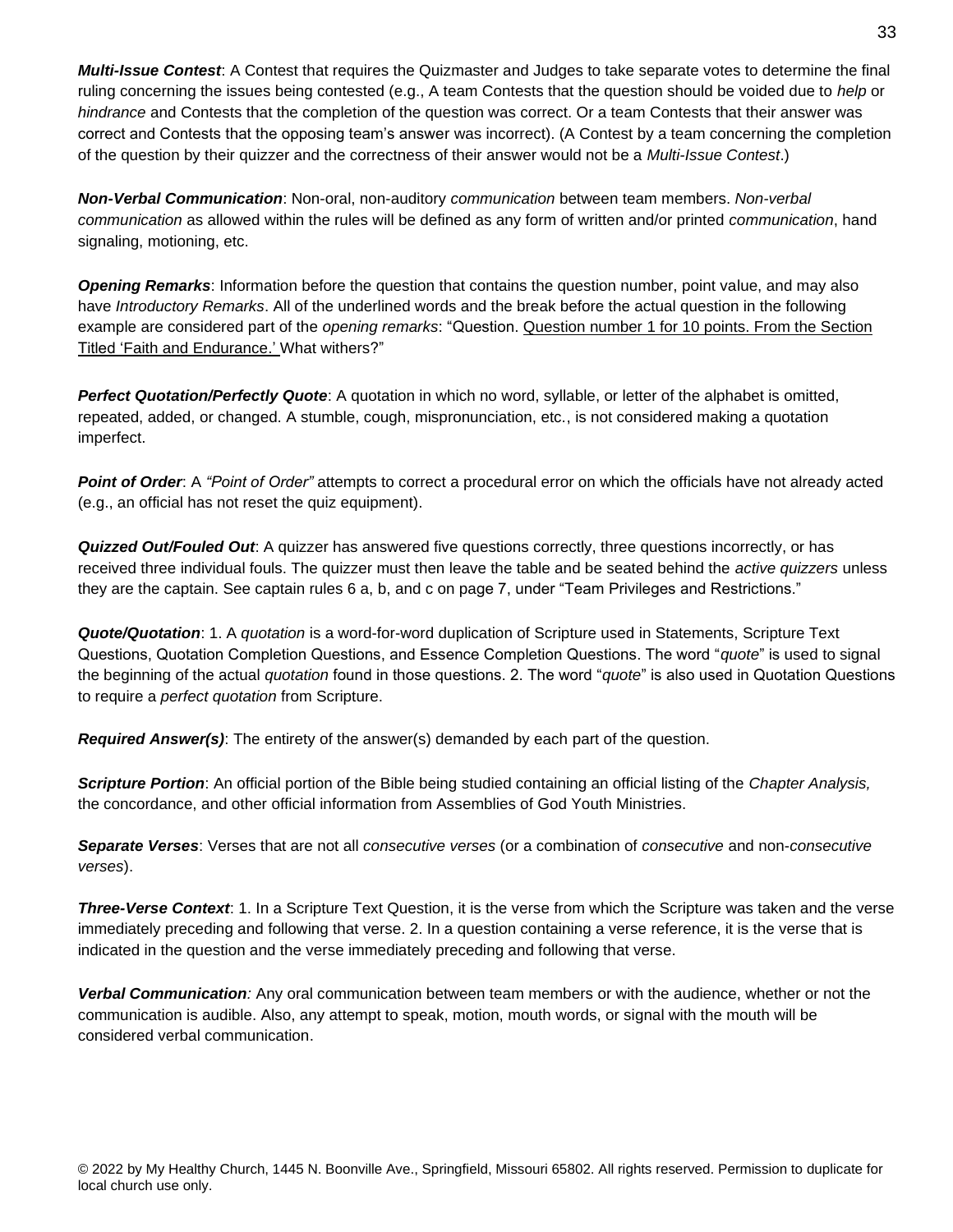***Multi-Issue Contest***: A Contest that requires the Quizmaster and Judges to take separate votes to determine the final ruling concerning the issues being contested (e.g., A team Contests that the question should be voided due to *help* or *hindrance* and Contests that the completion of the question was correct. Or a team Contests that their answer was correct and Contests that the opposing team's answer was incorrect). (A Contest by a team concerning the completion of the question by their quizzer and the correctness of their answer would not be a *Multi-Issue Contest*.)

***Non-Verbal Communication***: Non-oral, non-auditory *communication* between team members. *Non-verbal communication* as allowed within the rules will be defined as any form of written and/or printed *communication*, hand signaling, motioning, etc.

***Opening Remarks***: Information before the question that contains the question number, point value, and may also have *Introductory Remarks*. All of the underlined words and the break before the actual question in the following example are considered part of the *opening remarks*: "Question. <u>Question number 1 for 10 points. From the Section Titled 'Faith and Endurance.'</u> What withers?"

***Perfect Quotation/Perfectly Quote***: A quotation in which no word, syllable, or letter of the alphabet is omitted, repeated, added, or changed. A stumble, cough, mispronunciation, etc., is not considered making a quotation imperfect.

***Point of Order***: A *"Point of Order"* attempts to correct a procedural error on which the officials have not already acted (e.g., an official has not reset the quiz equipment).

***Quizzed Out/Fouled Out***: A quizzer has answered five questions correctly, three questions incorrectly, or has received three individual fouls. The quizzer must then leave the table and be seated behind the *active quizzers* unless they are the captain. See captain rules 6 a, b, and c on page 7, under "Team Privileges and Restrictions."

***Quote/Quotation***: 1. A *quotation* is a word-for-word duplication of Scripture used in Statements, Scripture Text Questions, Quotation Completion Questions, and Essence Completion Questions. The word "*quote*" is used to signal the beginning of the actual *quotation* found in those questions. 2. The word "*quote*" is also used in Quotation Questions to require a *perfect quotation* from Scripture.

***Required Answer(s)***: The entirety of the answer(s) demanded by each part of the question.

***Scripture Portion***: An official portion of the Bible being studied containing an official listing of the *Chapter Analysis,* the concordance, and other official information from Assemblies of God Youth Ministries.

***Separate Verses***: Verses that are not all *consecutive verses* (or a combination of *consecutive* and non-*consecutive verses*).

***Three-Verse Context***: 1. In a Scripture Text Question, it is the verse from which the Scripture was taken and the verse immediately preceding and following that verse. 2. In a question containing a verse reference, it is the verse that is indicated in the question and the verse immediately preceding and following that verse.

***Verbal Communication****:* Any oral communication between team members or with the audience, whether or not the communication is audible. Also, any attempt to speak, motion, mouth words, or signal with the mouth will be considered verbal communication.

© 2022 by My Healthy Church, 1445 N. Boonville Ave., Springfield, Missouri 65802. All rights reserved. Permission to duplicate for local church use only.